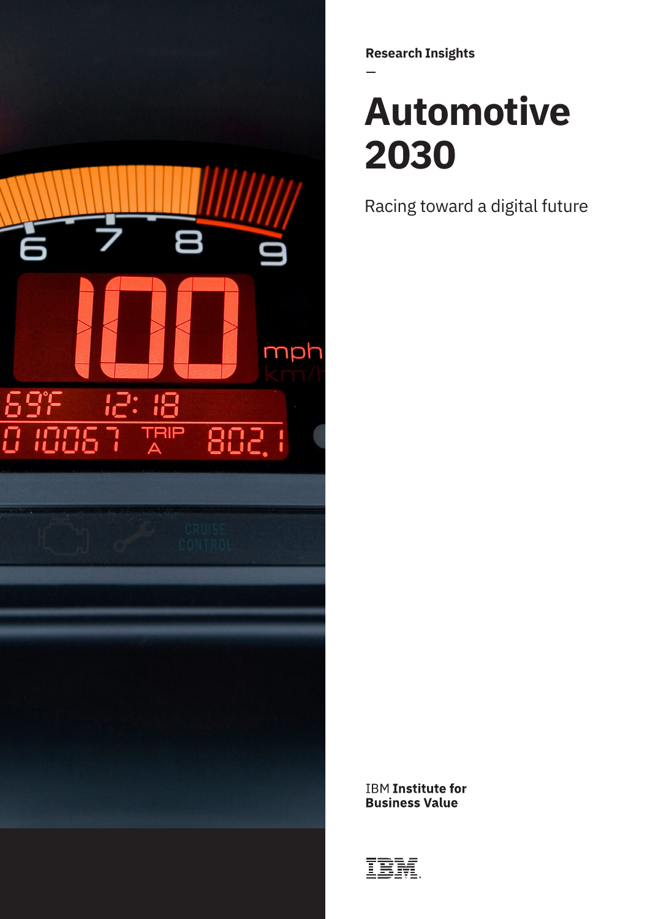Research Insights

# Automotive 2030

Racing toward a digital future

IBM **Institute for Business Value**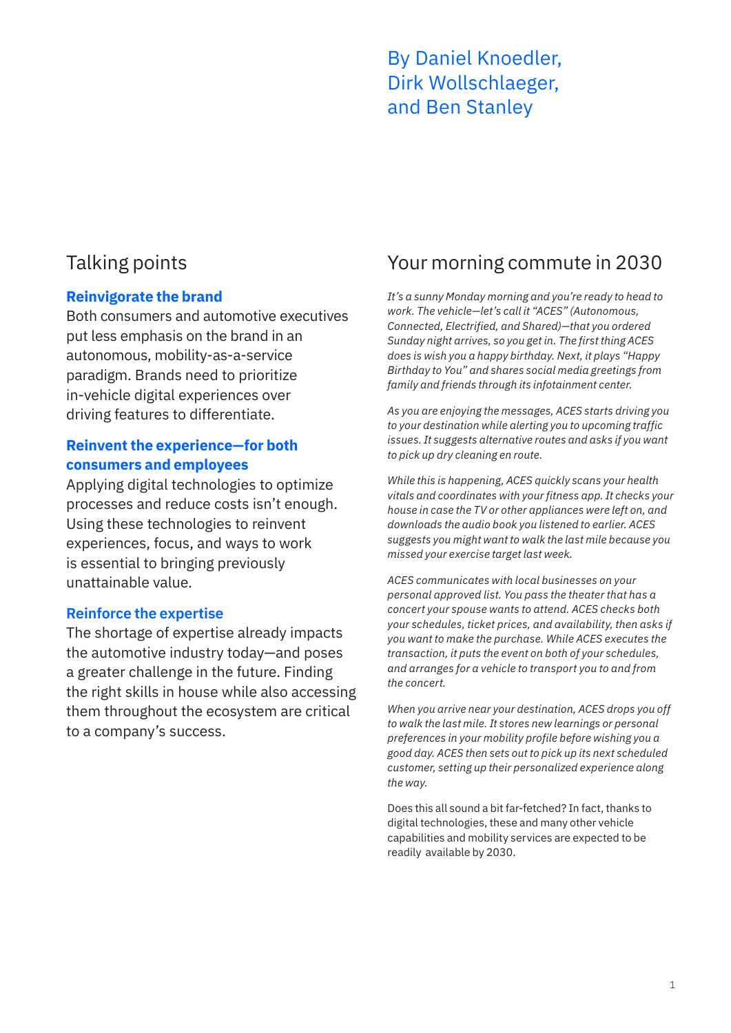By Daniel Knoedler, Dirk Wollschlaeger, and Ben Stanley

## Talking points

### Reinvigorate the brand

Both consumers and automotive executives put less emphasis on the brand in an autonomous, mobility-as-a-service paradigm. Brands need to prioritize in-vehicle digital experiences over driving features to differentiate.

### Reinvent the experience—for both consumers and employees

Applying digital technologies to optimize processes and reduce costs isn't enough. Using these technologies to reinvent experiences, focus, and ways to work is essential to bringing previously unattainable value.

### Reinforce the expertise

The shortage of expertise already impacts the automotive industry today—and poses a greater challenge in the future. Finding the right skills in house while also accessing them throughout the ecosystem are critical to a company's success.

## Your morning commute in 2030

*It's a sunny Monday morning and you're ready to head to work. The vehicle—let's call it "ACES" (Autonomous, Connected, Electrified, and Shared)—that you ordered Sunday night arrives, so you get in. The first thing ACES does is wish you a happy birthday. Next, it plays "Happy Birthday to You" and shares social media greetings from family and friends through its infotainment center.*

*As you are enjoying the messages, ACES starts driving you to your destination while alerting you to upcoming traffic issues. It suggests alternative routes and asks if you want to pick up dry cleaning en route.*

*While this is happening, ACES quickly scans your health vitals and coordinates with your fitness app. It checks your house in case the TV or other appliances were left on, and downloads the audio book you listened to earlier. ACES suggests you might want to walk the last mile because you missed your exercise target last week.*

*ACES communicates with local businesses on your personal approved list. You pass the theater that has a concert your spouse wants to attend. ACES checks both your schedules, ticket prices, and availability, then asks if you want to make the purchase. While ACES executes the transaction, it puts the event on both of your schedules, and arranges for a vehicle to transport you to and from the concert.*

*When you arrive near your destination, ACES drops you off to walk the last mile. It stores new learnings or personal preferences in your mobility profile before wishing you a good day. ACES then sets out to pick up its next scheduled customer, setting up their personalized experience along the way.*

Does this all sound a bit far-fetched? In fact, thanks to digital technologies, these and many other vehicle capabilities and mobility services are expected to be readily available by 2030.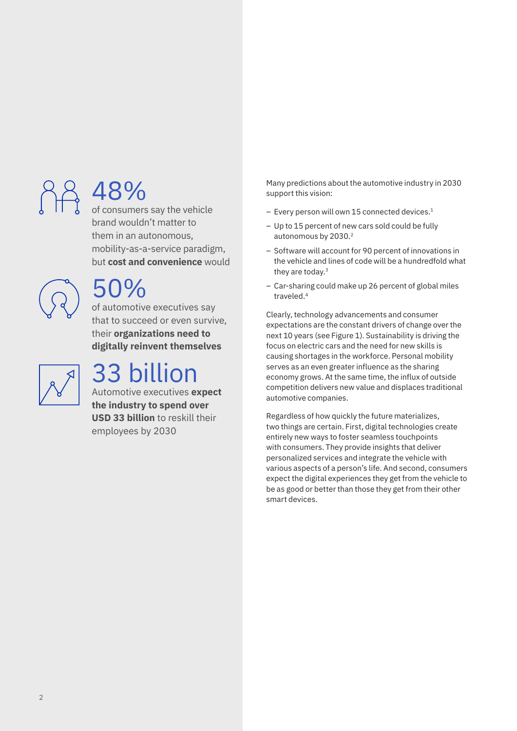48%

of consumers say the vehicle brand wouldn't matter to them in an autonomous, mobility-as-a-service paradigm, but **cost and convenience** would

50%

of automotive executives say that to succeed or even survive, their **organizations need to digitally reinvent themselves**

33 billion

Automotive executives **expect the industry to spend over USD 33 billion** to reskill their employees by 2030

Many predictions about the automotive industry in 2030 support this vision:

- Every person will own 15 connected devices.[1]
- Up to 15 percent of new cars sold could be fully autonomous by 2030.[2]
- Software will account for 90 percent of innovations in the vehicle and lines of code will be a hundredfold what they are today.[3]
- Car-sharing could make up 26 percent of global miles traveled.[4]

Clearly, technology advancements and consumer expectations are the constant drivers of change over the next 10 years (see Figure 1). Sustainability is driving the focus on electric cars and the need for new skills is causing shortages in the workforce. Personal mobility serves as an even greater influence as the sharing economy grows. At the same time, the influx of outside competition delivers new value and displaces traditional automotive companies.

Regardless of how quickly the future materializes, two things are certain. First, digital technologies create entirely new ways to foster seamless touchpoints with consumers. They provide insights that deliver personalized services and integrate the vehicle with various aspects of a person's life. And second, consumers expect the digital experiences they get from the vehicle to be as good or better than those they get from their other smart devices.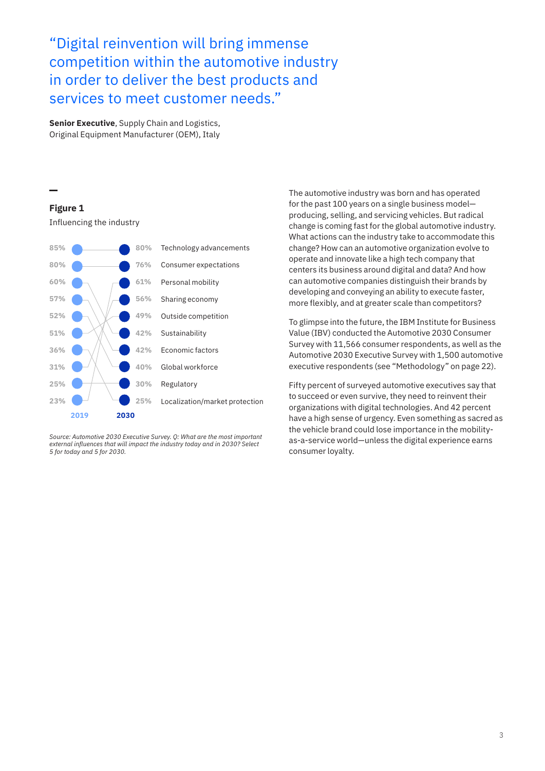> "Digital reinvention will bring immense competition within the automotive industry in order to deliver the best products and services to meet customer needs."

**Senior Executive**, Supply Chain and Logistics, Original Equipment Manufacturer (OEM), Italy

**Figure 1**

Influencing the industry

| 2019 | 2030 | |
|---|---|---|
| 85% | 80% | Technology advancements |
| 80% | 76% | Consumer expectations |
| 60% | 61% | Personal mobility |
| 57% | 56% | Sharing economy |
| 52% | 49% | Outside competition |
| 51% | 42% | Sustainability |
| 36% | 42% | Economic factors |
| 31% | 40% | Global workforce |
| 25% | 30% | Regulatory |
| 23% | 25% | Localization/market protection |

*Source: Automotive 2030 Executive Survey. Q: What are the most important external influences that will impact the industry today and in 2030? Select 5 for today and 5 for 2030.*

The automotive industry was born and has operated for the past 100 years on a single business model—producing, selling, and servicing vehicles. But radical change is coming fast for the global automotive industry. What actions can the industry take to accommodate this change? How can an automotive organization evolve to operate and innovate like a high tech company that centers its business around digital and data? And how can automotive companies distinguish their brands by developing and conveying an ability to execute faster, more flexibly, and at greater scale than competitors?

To glimpse into the future, the IBM Institute for Business Value (IBV) conducted the Automotive 2030 Consumer Survey with 11,566 consumer respondents, as well as the Automotive 2030 Executive Survey with 1,500 automotive executive respondents (see "Methodology" on page 22).

Fifty percent of surveyed automotive executives say that to succeed or even survive, they need to reinvent their organizations with digital technologies. And 42 percent have a high sense of urgency. Even something as sacred as the vehicle brand could lose importance in the mobility-as-a-service world—unless the digital experience earns consumer loyalty.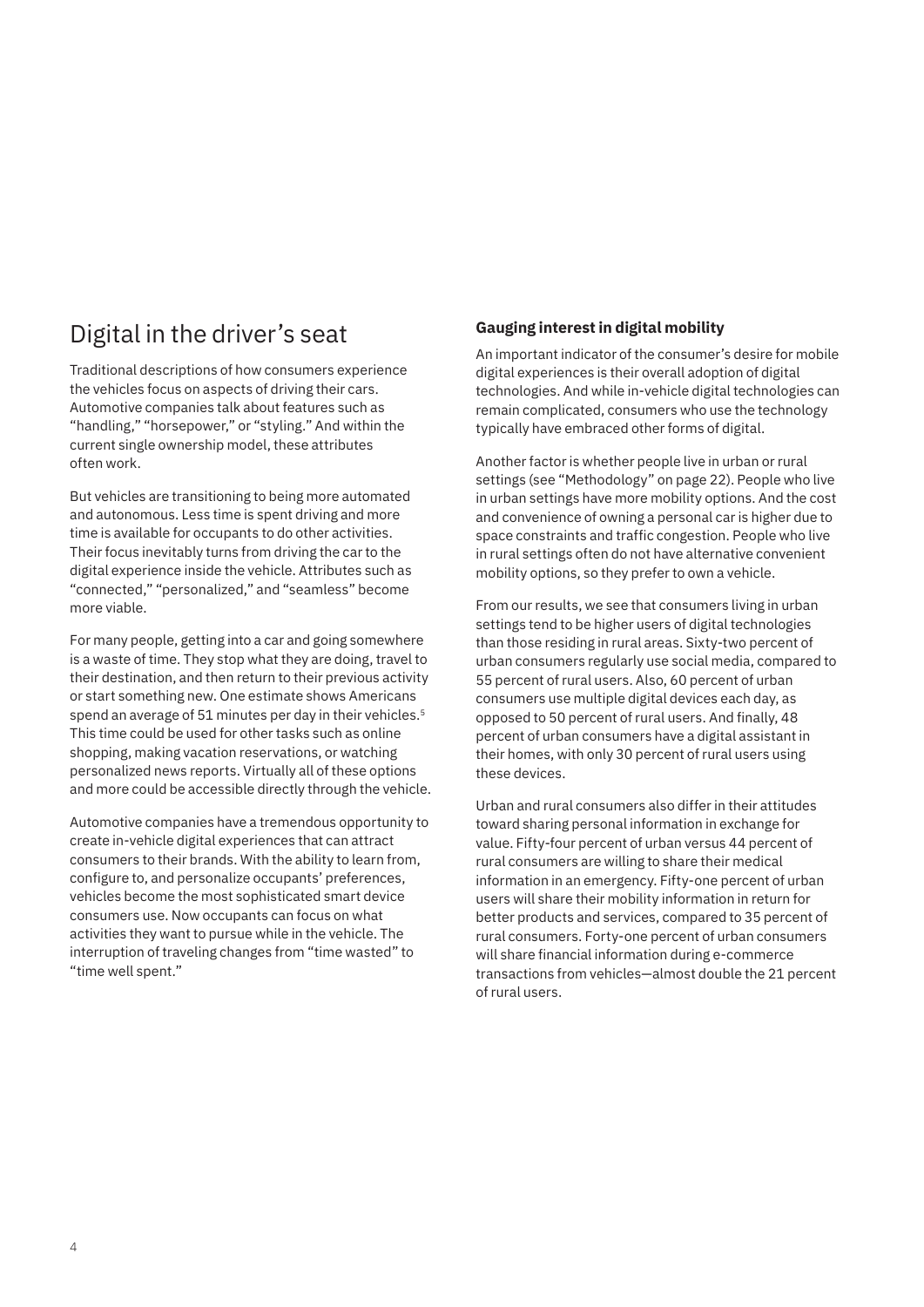## Digital in the driver's seat

Traditional descriptions of how consumers experience the vehicles focus on aspects of driving their cars. Automotive companies talk about features such as "handling," "horsepower," or "styling." And within the current single ownership model, these attributes often work.

But vehicles are transitioning to being more automated and autonomous. Less time is spent driving and more time is available for occupants to do other activities. Their focus inevitably turns from driving the car to the digital experience inside the vehicle. Attributes such as "connected," "personalized," and "seamless" become more viable.

For many people, getting into a car and going somewhere is a waste of time. They stop what they are doing, travel to their destination, and then return to their previous activity or start something new. One estimate shows Americans spend an average of 51 minutes per day in their vehicles.[5] This time could be used for other tasks such as online shopping, making vacation reservations, or watching personalized news reports. Virtually all of these options and more could be accessible directly through the vehicle.

Automotive companies have a tremendous opportunity to create in-vehicle digital experiences that can attract consumers to their brands. With the ability to learn from, configure to, and personalize occupants' preferences, vehicles become the most sophisticated smart device consumers use. Now occupants can focus on what activities they want to pursue while in the vehicle. The interruption of traveling changes from "time wasted" to "time well spent."

### Gauging interest in digital mobility

An important indicator of the consumer's desire for mobile digital experiences is their overall adoption of digital technologies. And while in-vehicle digital technologies can remain complicated, consumers who use the technology typically have embraced other forms of digital.

Another factor is whether people live in urban or rural settings (see "Methodology" on page 22). People who live in urban settings have more mobility options. And the cost and convenience of owning a personal car is higher due to space constraints and traffic congestion. People who live in rural settings often do not have alternative convenient mobility options, so they prefer to own a vehicle.

From our results, we see that consumers living in urban settings tend to be higher users of digital technologies than those residing in rural areas. Sixty-two percent of urban consumers regularly use social media, compared to 55 percent of rural users. Also, 60 percent of urban consumers use multiple digital devices each day, as opposed to 50 percent of rural users. And finally, 48 percent of urban consumers have a digital assistant in their homes, with only 30 percent of rural users using these devices.

Urban and rural consumers also differ in their attitudes toward sharing personal information in exchange for value. Fifty-four percent of urban versus 44 percent of rural consumers are willing to share their medical information in an emergency. Fifty-one percent of urban users will share their mobility information in return for better products and services, compared to 35 percent of rural consumers. Forty-one percent of urban consumers will share financial information during e-commerce transactions from vehicles—almost double the 21 percent of rural users.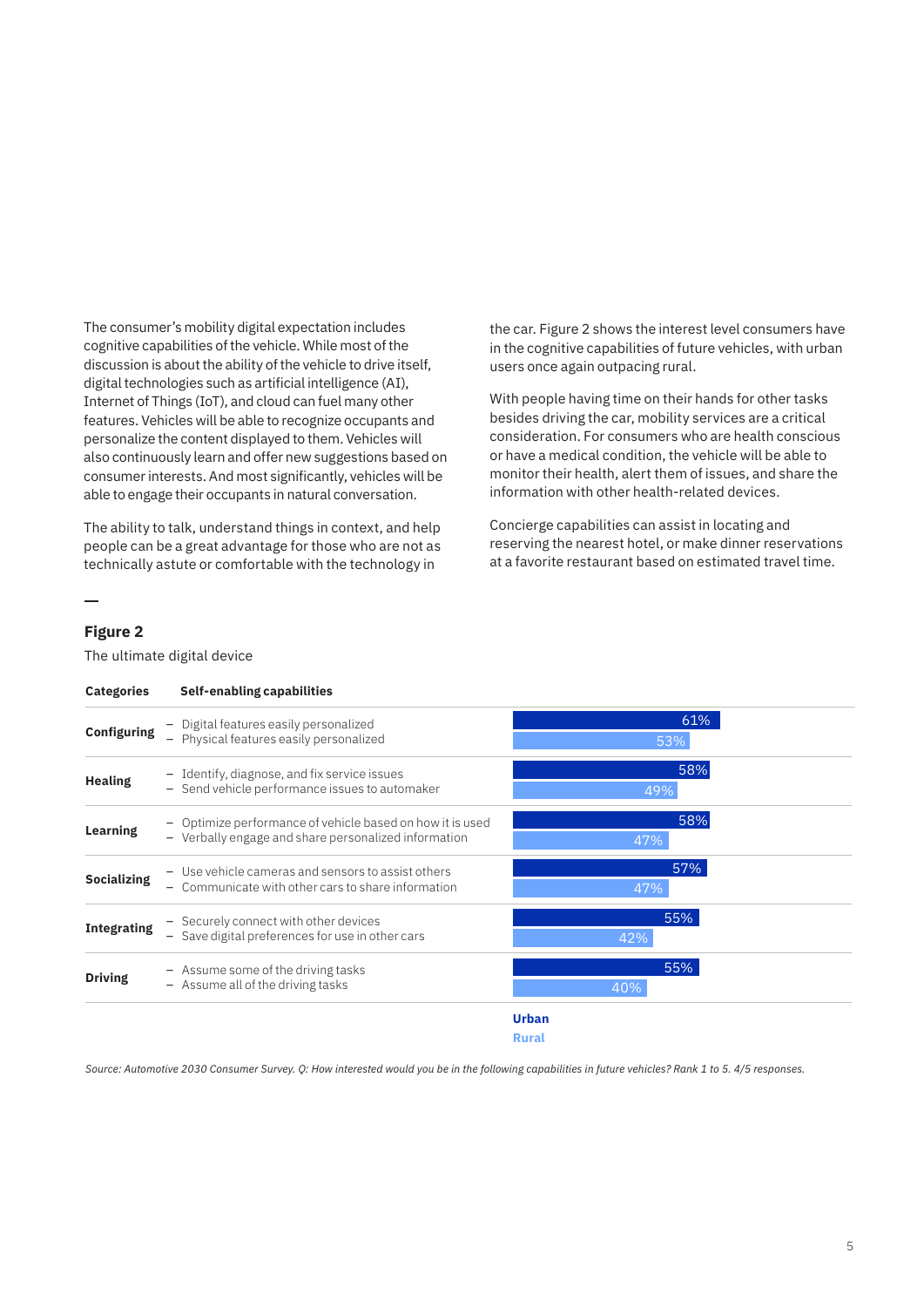The consumer's mobility digital expectation includes cognitive capabilities of the vehicle. While most of the discussion is about the ability of the vehicle to drive itself, digital technologies such as artificial intelligence (AI), Internet of Things (IoT), and cloud can fuel many other features. Vehicles will be able to recognize occupants and personalize the content displayed to them. Vehicles will also continuously learn and offer new suggestions based on consumer interests. And most significantly, vehicles will be able to engage their occupants in natural conversation.

The ability to talk, understand things in context, and help people can be a great advantage for those who are not as technically astute or comfortable with the technology in the car. Figure 2 shows the interest level consumers have in the cognitive capabilities of future vehicles, with urban users once again outpacing rural.

With people having time on their hands for other tasks besides driving the car, mobility services are a critical consideration. For consumers who are health conscious or have a medical condition, the vehicle will be able to monitor their health, alert them of issues, and share the information with other health-related devices.

Concierge capabilities can assist in locating and reserving the nearest hotel, or make dinner reservations at a favorite restaurant based on estimated travel time.

## Figure 2

The ultimate digital device

| Categories | Self-enabling capabilities | Urban | Rural |
|---|---|---|---|
| **Configuring** | – Digital features easily personalized<br>– Physical features easily personalized | 61% | 53% |
| **Healing** | – Identify, diagnose, and fix service issues<br>– Send vehicle performance issues to automaker | 58% | 49% |
| **Learning** | – Optimize performance of vehicle based on how it is used<br>– Verbally engage and share personalized information | 58% | 47% |
| **Socializing** | – Use vehicle cameras and sensors to assist others<br>– Communicate with other cars to share information | 57% | 47% |
| **Integrating** | – Securely connect with other devices<br>– Save digital preferences for use in other cars | 55% | 42% |
| **Driving** | – Assume some of the driving tasks<br>– Assume all of the driving tasks | 55% | 40% |

*Source: Automotive 2030 Consumer Survey. Q: How interested would you be in the following capabilities in future vehicles? Rank 1 to 5. 4/5 responses.*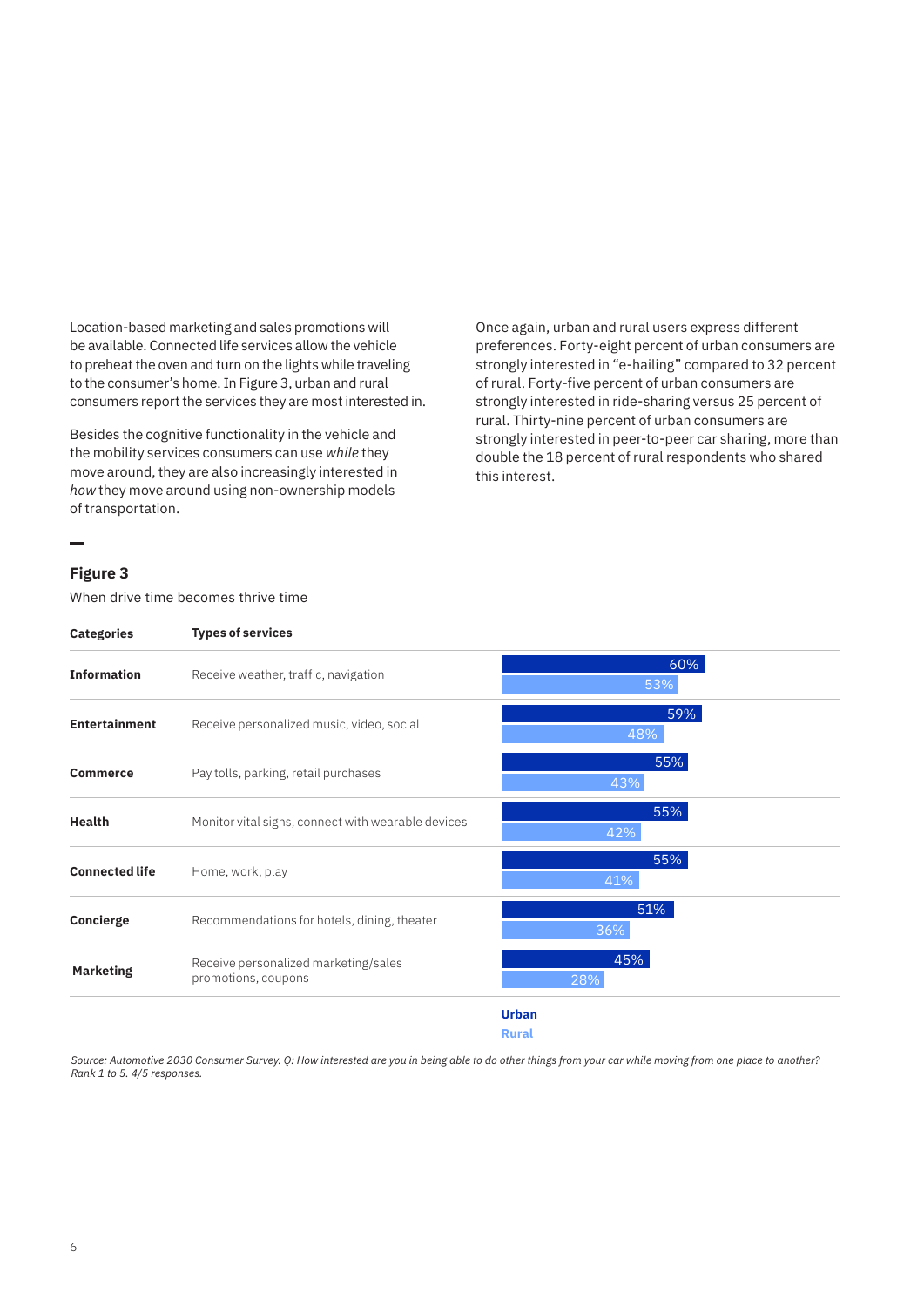Location-based marketing and sales promotions will be available. Connected life services allow the vehicle to preheat the oven and turn on the lights while traveling to the consumer's home. In Figure 3, urban and rural consumers report the services they are most interested in.

Besides the cognitive functionality in the vehicle and the mobility services consumers can use *while* they move around, they are also increasingly interested in *how* they move around using non-ownership models of transportation.

Once again, urban and rural users express different preferences. Forty-eight percent of urban consumers are strongly interested in "e-hailing" compared to 32 percent of rural. Forty-five percent of urban consumers are strongly interested in ride-sharing versus 25 percent of rural. Thirty-nine percent of urban consumers are strongly interested in peer-to-peer car sharing, more than double the 18 percent of rural respondents who shared this interest.

**Figure 3**

When drive time becomes thrive time

| Categories | Types of services | Urban | Rural |
|---|---|---|---|
| **Information** | Receive weather, traffic, navigation | 60% | 53% |
| **Entertainment** | Receive personalized music, video, social | 59% | 48% |
| **Commerce** | Pay tolls, parking, retail purchases | 55% | 43% |
| **Health** | Monitor vital signs, connect with wearable devices | 55% | 42% |
| **Connected life** | Home, work, play | 55% | 41% |
| **Concierge** | Recommendations for hotels, dining, theater | 51% | 36% |
| **Marketing** | Receive personalized marketing/sales promotions, coupons | 45% | 28% |

*Source: Automotive 2030 Consumer Survey. Q: How interested are you in being able to do other things from your car while moving from one place to another? Rank 1 to 5. 4/5 responses.*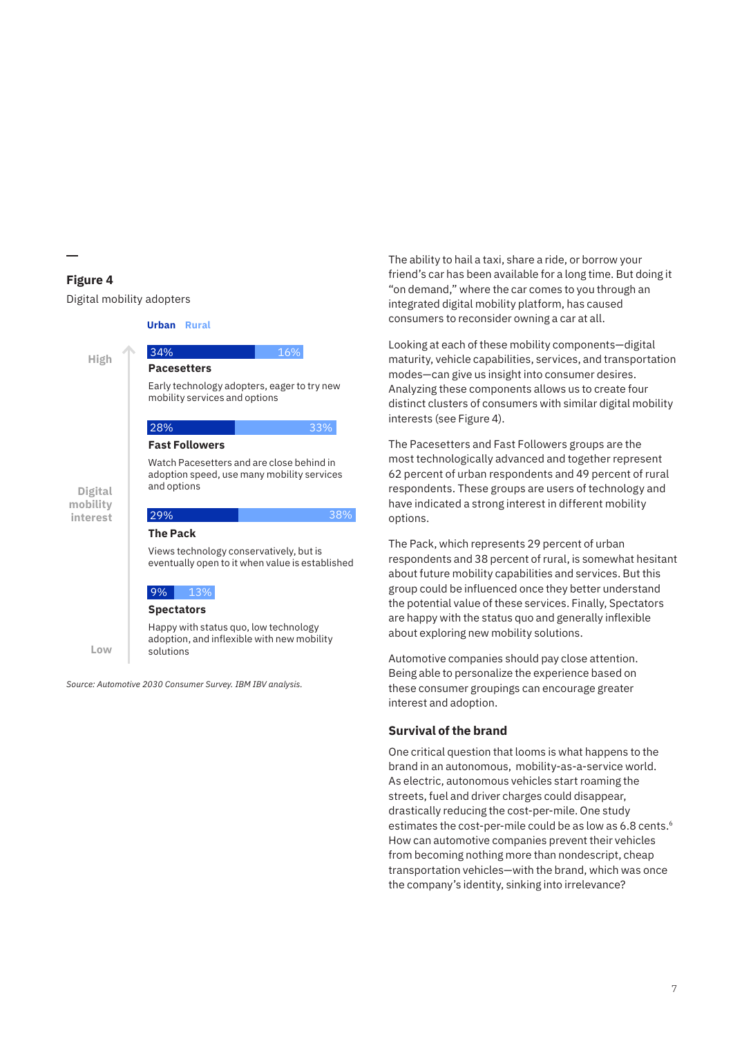**Figure 4**

Digital mobility adopters

| Digital mobility interest | Group | Urban | Rural | Description |
|---|---|---|---|---|
| High | Pacesetters | 34% | 16% | Early technology adopters, eager to try new mobility services and options |
| | Fast Followers | 28% | 33% | Watch Pacesetters and are close behind in adoption speed, use many mobility services and options |
| | The Pack | 29% | 38% | Views technology conservatively, but is eventually open to it when value is established |
| Low | Spectators | 9% | 13% | Happy with status quo, low technology adoption, and inflexible with new mobility solutions |

*Source: Automotive 2030 Consumer Survey. IBM IBV analysis.*

The ability to hail a taxi, share a ride, or borrow your friend's car has been available for a long time. But doing it "on demand," where the car comes to you through an integrated digital mobility platform, has caused consumers to reconsider owning a car at all.

Looking at each of these mobility components—digital maturity, vehicle capabilities, services, and transportation modes—can give us insight into consumer desires. Analyzing these components allows us to create four distinct clusters of consumers with similar digital mobility interests (see Figure 4).

The Pacesetters and Fast Followers groups are the most technologically advanced and together represent 62 percent of urban respondents and 49 percent of rural respondents. These groups are users of technology and have indicated a strong interest in different mobility options.

The Pack, which represents 29 percent of urban respondents and 38 percent of rural, is somewhat hesitant about future mobility capabilities and services. But this group could be influenced once they better understand the potential value of these services. Finally, Spectators are happy with the status quo and generally inflexible about exploring new mobility solutions.

Automotive companies should pay close attention. Being able to personalize the experience based on these consumer groupings can encourage greater interest and adoption.

### Survival of the brand

One critical question that looms is what happens to the brand in an autonomous, mobility-as-a-service world. As electric, autonomous vehicles start roaming the streets, fuel and driver charges could disappear, drastically reducing the cost-per-mile. One study estimates the cost-per-mile could be as low as 6.8 cents.[6] How can automotive companies prevent their vehicles from becoming nothing more than nondescript, cheap transportation vehicles—with the brand, which was once the company's identity, sinking into irrelevance?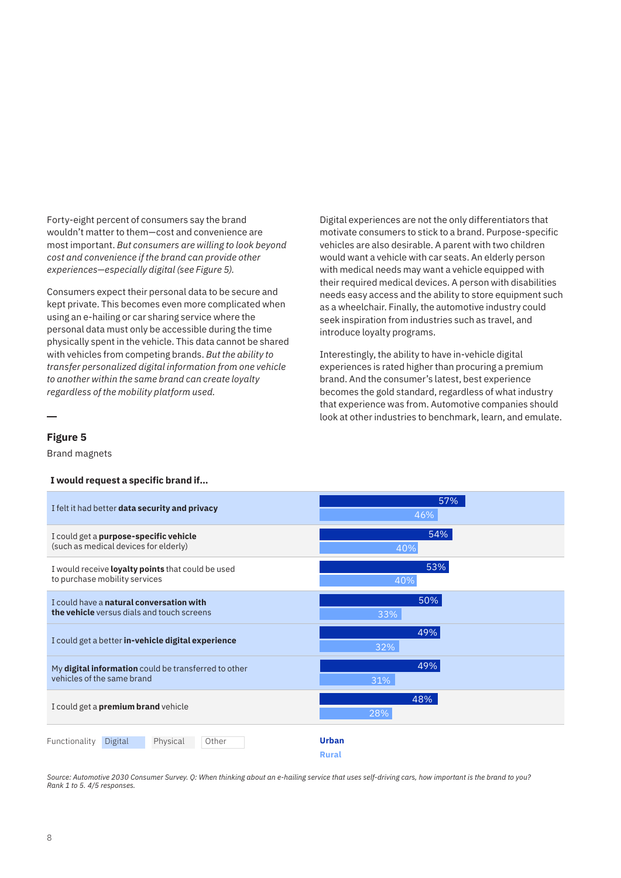Forty-eight percent of consumers say the brand wouldn't matter to them—cost and convenience are most important. *But consumers are willing to look beyond cost and convenience if the brand can provide other experiences—especially digital (see Figure 5).*

Consumers expect their personal data to be secure and kept private. This becomes even more complicated when using an e-hailing or car sharing service where the personal data must only be accessible during the time physically spent in the vehicle. This data cannot be shared with vehicles from competing brands. *But the ability to transfer personalized digital information from one vehicle to another within the same brand can create loyalty regardless of the mobility platform used.*

Digital experiences are not the only differentiators that motivate consumers to stick to a brand. Purpose-specific vehicles are also desirable. A parent with two children would want a vehicle with car seats. An elderly person with medical needs may want a vehicle equipped with their required medical devices. A person with disabilities needs easy access and the ability to store equipment such as a wheelchair. Finally, the automotive industry could seek inspiration from industries such as travel, and introduce loyalty programs.

Interestingly, the ability to have in-vehicle digital experiences is rated higher than procuring a premium brand. And the consumer's latest, best experience becomes the gold standard, regardless of what industry that experience was from. Automotive companies should look at other industries to benchmark, learn, and emulate.

**Figure 5**

Brand magnets

**I would request a specific brand if...**

| I would request a specific brand if... | Functionality | Urban | Rural |
|---|---|---|---|
| I felt it had better **data security and privacy** | Digital | 57% | 46% |
| I could get a **purpose-specific vehicle** (such as medical devices for elderly) | Other | 54% | 40% |
| I would receive **loyalty points** that could be used to purchase mobility services | Other | 53% | 40% |
| I could have a **natural conversation with the vehicle** versus dials and touch screens | Digital | 50% | 33% |
| I could get a better **in-vehicle digital experience** | Digital | 49% | 32% |
| My **digital information** could be transferred to other vehicles of the same brand | Digital | 49% | 31% |
| I could get a **premium brand** vehicle | Physical | 48% | 28% |

Functionality: Digital, Physical, Other

*Source: Automotive 2030 Consumer Survey. Q: When thinking about an e-hailing service that uses self-driving cars, how important is the brand to you? Rank 1 to 5. 4/5 responses.*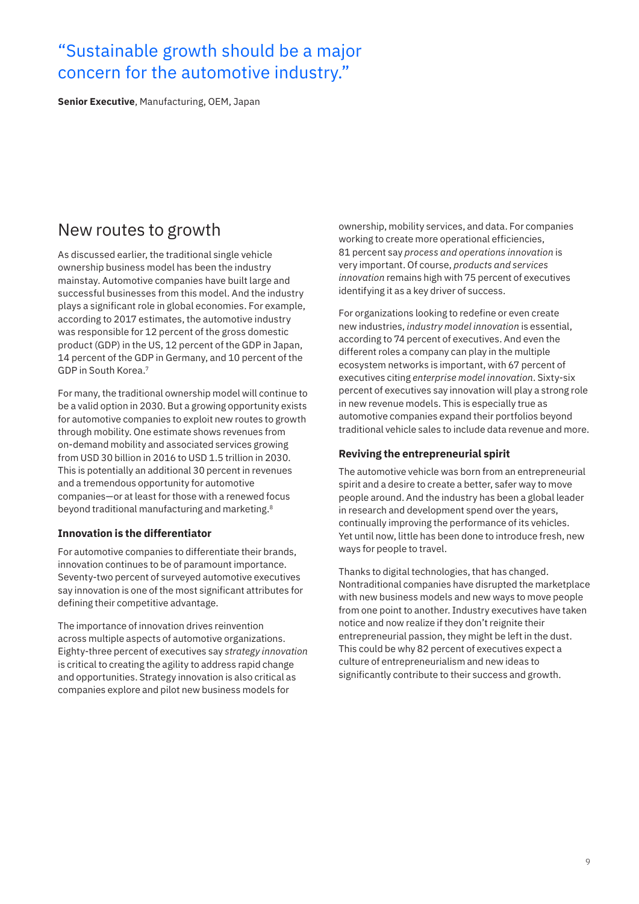> “Sustainable growth should be a major concern for the automotive industry.”

**Senior Executive**, Manufacturing, OEM, Japan

## New routes to growth

As discussed earlier, the traditional single vehicle ownership business model has been the industry mainstay. Automotive companies have built large and successful businesses from this model. And the industry plays a significant role in global economies. For example, according to 2017 estimates, the automotive industry was responsible for 12 percent of the gross domestic product (GDP) in the US, 12 percent of the GDP in Japan, 14 percent of the GDP in Germany, and 10 percent of the GDP in South Korea.[7]

For many, the traditional ownership model will continue to be a valid option in 2030. But a growing opportunity exists for automotive companies to exploit new routes to growth through mobility. One estimate shows revenues from on-demand mobility and associated services growing from USD 30 billion in 2016 to USD 1.5 trillion in 2030. This is potentially an additional 30 percent in revenues and a tremendous opportunity for automotive companies—or at least for those with a renewed focus beyond traditional manufacturing and marketing.[8]

### Innovation is the differentiator

For automotive companies to differentiate their brands, innovation continues to be of paramount importance. Seventy-two percent of surveyed automotive executives say innovation is one of the most significant attributes for defining their competitive advantage.

The importance of innovation drives reinvention across multiple aspects of automotive organizations. Eighty-three percent of executives say *strategy innovation* is critical to creating the agility to address rapid change and opportunities. Strategy innovation is also critical as companies explore and pilot new business models for ownership, mobility services, and data. For companies working to create more operational efficiencies, 81 percent say *process and operations innovation* is very important. Of course, *products and services innovation* remains high with 75 percent of executives identifying it as a key driver of success.

For organizations looking to redefine or even create new industries, *industry model innovation* is essential, according to 74 percent of executives. And even the different roles a company can play in the multiple ecosystem networks is important, with 67 percent of executives citing *enterprise model innovation*. Sixty-six percent of executives say innovation will play a strong role in new revenue models. This is especially true as automotive companies expand their portfolios beyond traditional vehicle sales to include data revenue and more.

### Reviving the entrepreneurial spirit

The automotive vehicle was born from an entrepreneurial spirit and a desire to create a better, safer way to move people around. And the industry has been a global leader in research and development spend over the years, continually improving the performance of its vehicles. Yet until now, little has been done to introduce fresh, new ways for people to travel.

Thanks to digital technologies, that has changed. Nontraditional companies have disrupted the marketplace with new business models and new ways to move people from one point to another. Industry executives have taken notice and now realize if they don’t reignite their entrepreneurial passion, they might be left in the dust. This could be why 82 percent of executives expect a culture of entrepreneurialism and new ideas to significantly contribute to their success and growth.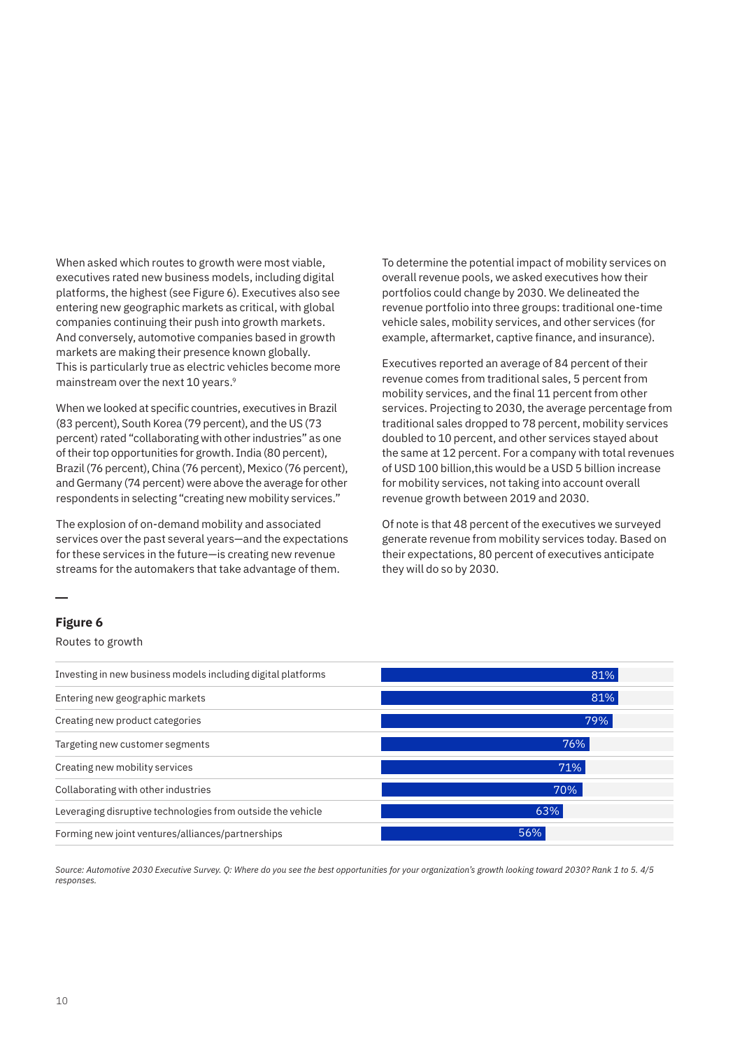When asked which routes to growth were most viable, executives rated new business models, including digital platforms, the highest (see Figure 6). Executives also see entering new geographic markets as critical, with global companies continuing their push into growth markets. And conversely, automotive companies based in growth markets are making their presence known globally. This is particularly true as electric vehicles become more mainstream over the next 10 years.[9]

When we looked at specific countries, executives in Brazil (83 percent), South Korea (79 percent), and the US (73 percent) rated "collaborating with other industries" as one of their top opportunities for growth. India (80 percent), Brazil (76 percent), China (76 percent), Mexico (76 percent), and Germany (74 percent) were above the average for other respondents in selecting "creating new mobility services."

The explosion of on-demand mobility and associated services over the past several years—and the expectations for these services in the future—is creating new revenue streams for the automakers that take advantage of them.

To determine the potential impact of mobility services on overall revenue pools, we asked executives how their portfolios could change by 2030. We delineated the revenue portfolio into three groups: traditional one-time vehicle sales, mobility services, and other services (for example, aftermarket, captive finance, and insurance).

Executives reported an average of 84 percent of their revenue comes from traditional sales, 5 percent from mobility services, and the final 11 percent from other services. Projecting to 2030, the average percentage from traditional sales dropped to 78 percent, mobility services doubled to 10 percent, and other services stayed about the same at 12 percent. For a company with total revenues of USD 100 billion,this would be a USD 5 billion increase for mobility services, not taking into account overall revenue growth between 2019 and 2030.

Of note is that 48 percent of the executives we surveyed generate revenue from mobility services today. Based on their expectations, 80 percent of executives anticipate they will do so by 2030.

**Figure 6**

Routes to growth

| Route to growth | Percentage |
|---|---|
| Investing in new business models including digital platforms | 81% |
| Entering new geographic markets | 81% |
| Creating new product categories | 79% |
| Targeting new customer segments | 76% |
| Creating new mobility services | 71% |
| Collaborating with other industries | 70% |
| Leveraging disruptive technologies from outside the vehicle | 63% |
| Forming new joint ventures/alliances/partnerships | 56% |

*Source: Automotive 2030 Executive Survey. Q: Where do you see the best opportunities for your organization's growth looking toward 2030? Rank 1 to 5. 4/5 responses.*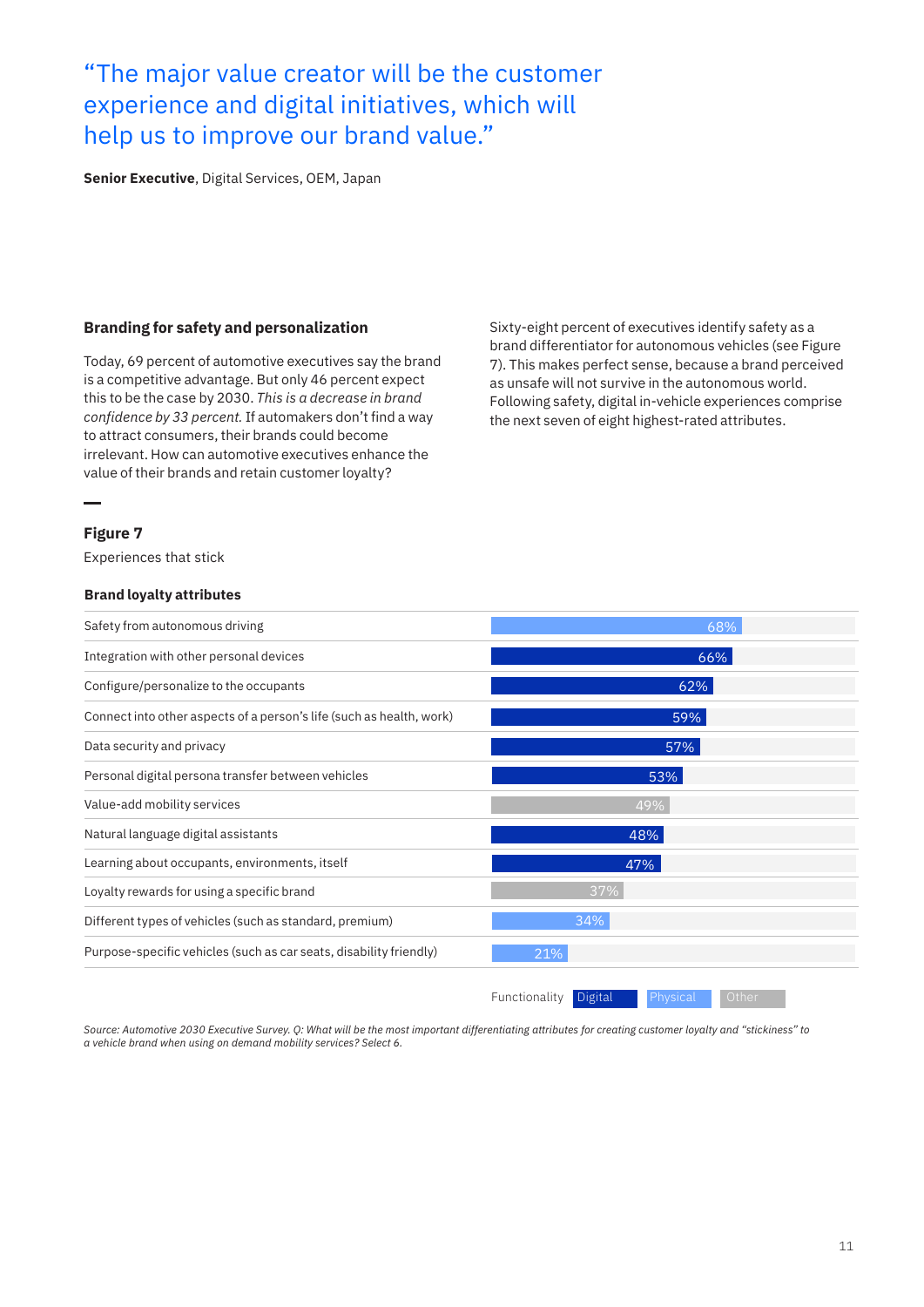> "The major value creator will be the customer experience and digital initiatives, which will help us to improve our brand value."

**Senior Executive**, Digital Services, OEM, Japan

### Branding for safety and personalization

Today, 69 percent of automotive executives say the brand is a competitive advantage. But only 46 percent expect this to be the case by 2030. *This is a decrease in brand confidence by 33 percent.* If automakers don't find a way to attract consumers, their brands could become irrelevant. How can automotive executives enhance the value of their brands and retain customer loyalty?

Sixty-eight percent of executives identify safety as a brand differentiator for autonomous vehicles (see Figure 7). This makes perfect sense, because a brand perceived as unsafe will not survive in the autonomous world. Following safety, digital in-vehicle experiences comprise the next seven of eight highest-rated attributes.

**Figure 7**

Experiences that stick

**Brand loyalty attributes**

| Attribute | Percentage | Category |
|---|---|---|
| Safety from autonomous driving | 68% | Functionality |
| Integration with other personal devices | 66% | Digital |
| Configure/personalize to the occupants | 62% | Digital |
| Connect into other aspects of a person's life (such as health, work) | 59% | Digital |
| Data security and privacy | 57% | Digital |
| Personal digital persona transfer between vehicles | 53% | Digital |
| Value-add mobility services | 49% | Other |
| Natural language digital assistants | 48% | Digital |
| Learning about occupants, environments, itself | 47% | Digital |
| Loyalty rewards for using a specific brand | 37% | Other |
| Different types of vehicles (such as standard, premium) | 34% | Physical |
| Purpose-specific vehicles (such as car seats, disability friendly) | 21% | Physical |

Functionality | Digital | Physical | Other

*Source: Automotive 2030 Executive Survey. Q: What will be the most important differentiating attributes for creating customer loyalty and "stickiness" to a vehicle brand when using on demand mobility services? Select 6.*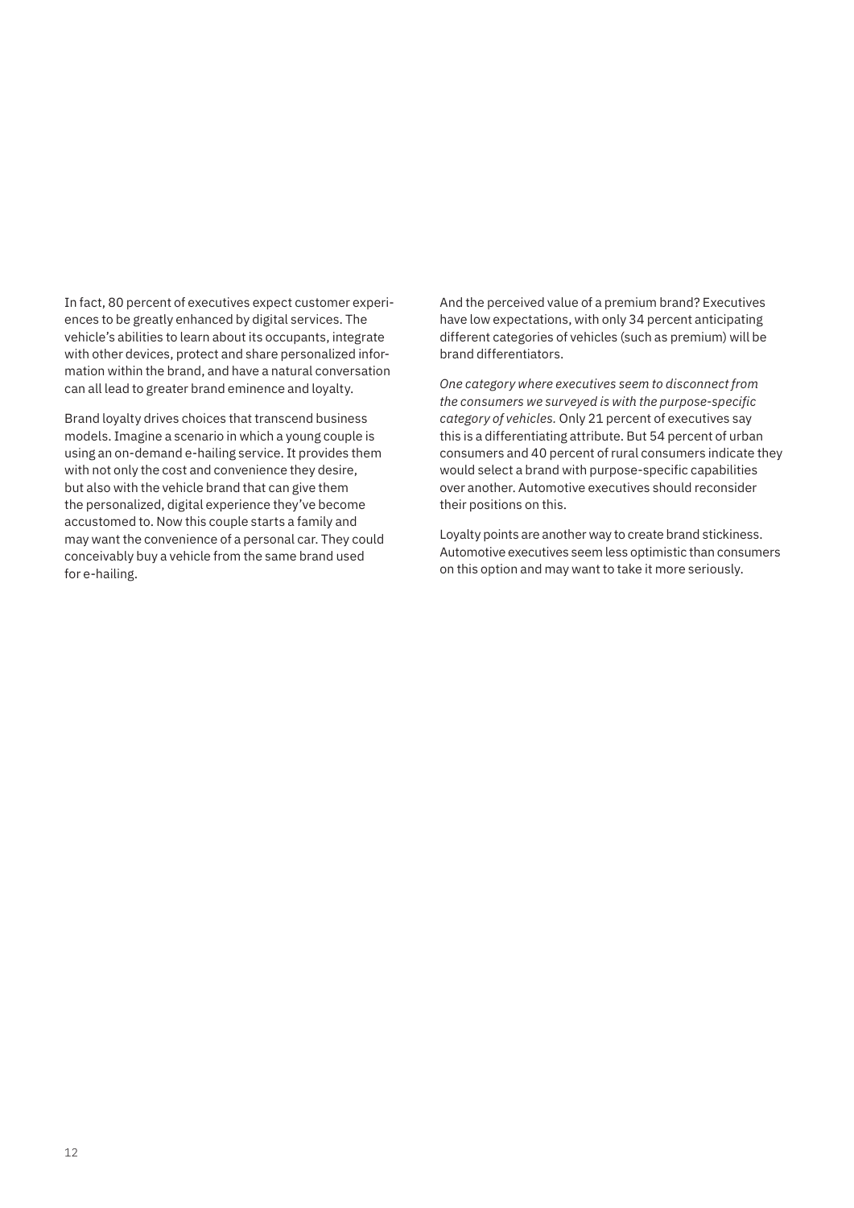In fact, 80 percent of executives expect customer experiences to be greatly enhanced by digital services. The vehicle's abilities to learn about its occupants, integrate with other devices, protect and share personalized information within the brand, and have a natural conversation can all lead to greater brand eminence and loyalty.

Brand loyalty drives choices that transcend business models. Imagine a scenario in which a young couple is using an on-demand e-hailing service. It provides them with not only the cost and convenience they desire, but also with the vehicle brand that can give them the personalized, digital experience they've become accustomed to. Now this couple starts a family and may want the convenience of a personal car. They could conceivably buy a vehicle from the same brand used for e-hailing.

And the perceived value of a premium brand? Executives have low expectations, with only 34 percent anticipating different categories of vehicles (such as premium) will be brand differentiators.

*One category where executives seem to disconnect from the consumers we surveyed is with the purpose-specific category of vehicles.* Only 21 percent of executives say this is a differentiating attribute. But 54 percent of urban consumers and 40 percent of rural consumers indicate they would select a brand with purpose-specific capabilities over another. Automotive executives should reconsider their positions on this.

Loyalty points are another way to create brand stickiness. Automotive executives seem less optimistic than consumers on this option and may want to take it more seriously.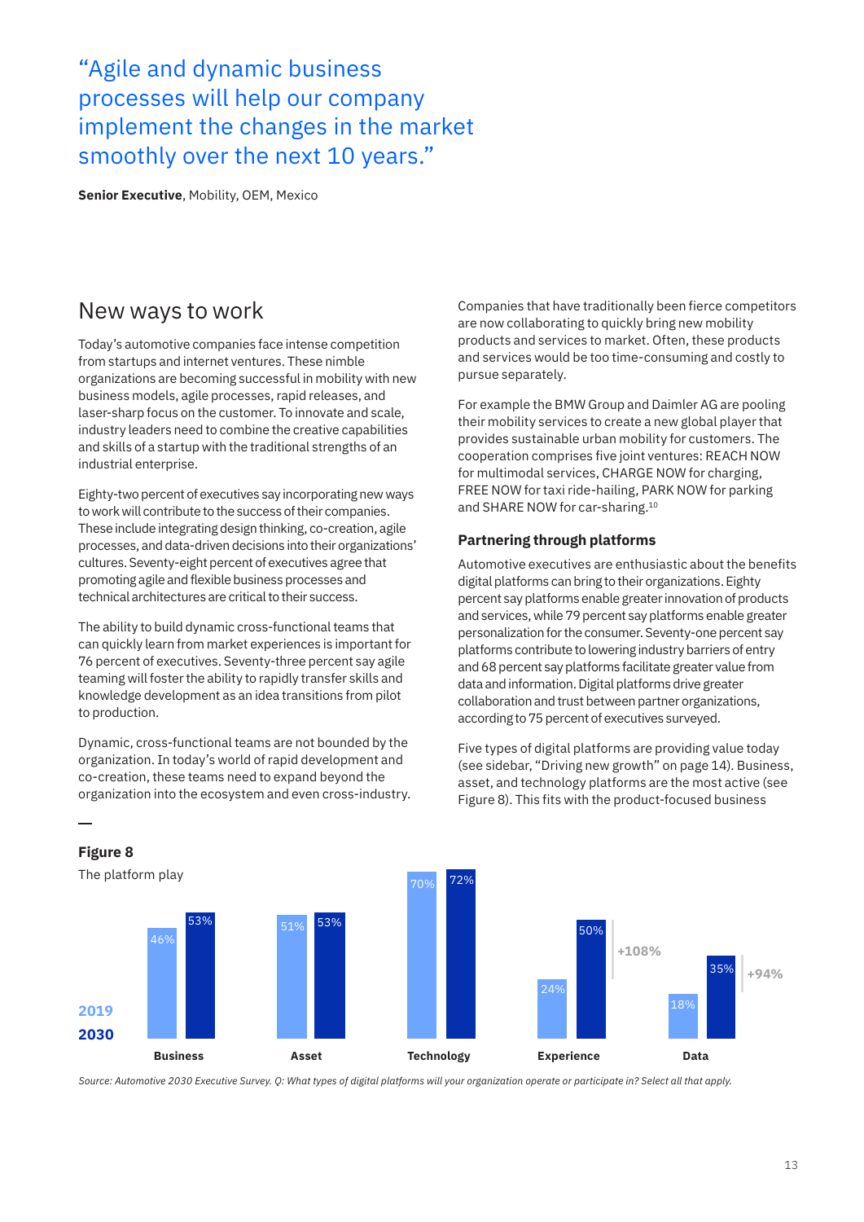> "Agile and dynamic business processes will help our company implement the changes in the market smoothly over the next 10 years."

**Senior Executive**, Mobility, OEM, Mexico

## New ways to work

Today's automotive companies face intense competition from startups and internet ventures. These nimble organizations are becoming successful in mobility with new business models, agile processes, rapid releases, and laser-sharp focus on the customer. To innovate and scale, industry leaders need to combine the creative capabilities and skills of a startup with the traditional strengths of an industrial enterprise.

Eighty-two percent of executives say incorporating new ways to work will contribute to the success of their companies. These include integrating design thinking, co-creation, agile processes, and data-driven decisions into their organizations' cultures. Seventy-eight percent of executives agree that promoting agile and flexible business processes and technical architectures are critical to their success.

The ability to build dynamic cross-functional teams that can quickly learn from market experiences is important for 76 percent of executives. Seventy-three percent say agile teaming will foster the ability to rapidly transfer skills and knowledge development as an idea transitions from pilot to production.

Dynamic, cross-functional teams are not bounded by the organization. In today's world of rapid development and co-creation, these teams need to expand beyond the organization into the ecosystem and even cross-industry.

Companies that have traditionally been fierce competitors are now collaborating to quickly bring new mobility products and services to market. Often, these products and services would be too time-consuming and costly to pursue separately.

For example the BMW Group and Daimler AG are pooling their mobility services to create a new global player that provides sustainable urban mobility for customers. The cooperation comprises five joint ventures: REACH NOW for multimodal services, CHARGE NOW for charging, FREE NOW for taxi ride-hailing, PARK NOW for parking and SHARE NOW for car-sharing.[10]

### Partnering through platforms

Automotive executives are enthusiastic about the benefits digital platforms can bring to their organizations. Eighty percent say platforms enable greater innovation of products and services, while 79 percent say platforms enable greater personalization for the consumer. Seventy-one percent say platforms contribute to lowering industry barriers of entry and 68 percent say platforms facilitate greater value from data and information. Digital platforms drive greater collaboration and trust between partner organizations, according to 75 percent of executives surveyed.

Five types of digital platforms are providing value today (see sidebar, "Driving new growth" on page 14). Business, asset, and technology platforms are the most active (see Figure 8). This fits with the product-focused business

**Figure 8**

The platform play

| | Business | Asset | Technology | Experience | Data |
|---|---|---|---|---|---|
| 2019 | 46% | 51% | 70% | 24% | 18% |
| 2030 | 53% | 53% | 72% | 50% | 35% |
| Change | | | | +108% | +94% |

*Source: Automotive 2030 Executive Survey. Q: What types of digital platforms will your organization operate or participate in? Select all that apply.*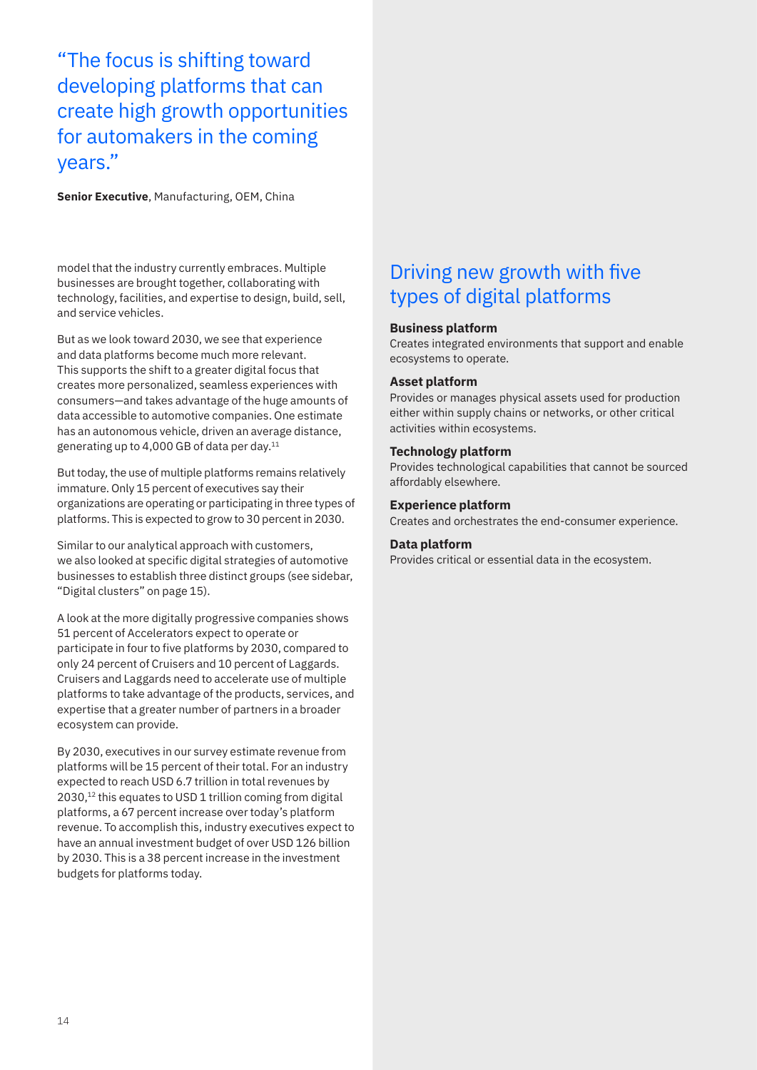“The focus is shifting toward developing platforms that can create high growth opportunities for automakers in the coming years.”

**Senior Executive**, Manufacturing, OEM, China

model that the industry currently embraces. Multiple businesses are brought together, collaborating with technology, facilities, and expertise to design, build, sell, and service vehicles.

But as we look toward 2030, we see that experience and data platforms become much more relevant. This supports the shift to a greater digital focus that creates more personalized, seamless experiences with consumers—and takes advantage of the huge amounts of data accessible to automotive companies. One estimate has an autonomous vehicle, driven an average distance, generating up to 4,000 GB of data per day.[11]

But today, the use of multiple platforms remains relatively immature. Only 15 percent of executives say their organizations are operating or participating in three types of platforms. This is expected to grow to 30 percent in 2030.

Similar to our analytical approach with customers, we also looked at specific digital strategies of automotive businesses to establish three distinct groups (see sidebar, “Digital clusters” on page 15).

A look at the more digitally progressive companies shows 51 percent of Accelerators expect to operate or participate in four to five platforms by 2030, compared to only 24 percent of Cruisers and 10 percent of Laggards. Cruisers and Laggards need to accelerate use of multiple platforms to take advantage of the products, services, and expertise that a greater number of partners in a broader ecosystem can provide.

By 2030, executives in our survey estimate revenue from platforms will be 15 percent of their total. For an industry expected to reach USD 6.7 trillion in total revenues by 2030,[12] this equates to USD 1 trillion coming from digital platforms, a 67 percent increase over today’s platform revenue. To accomplish this, industry executives expect to have an annual investment budget of over USD 126 billion by 2030. This is a 38 percent increase in the investment budgets for platforms today.

## Driving new growth with five types of digital platforms

**Business platform**
Creates integrated environments that support and enable ecosystems to operate.

**Asset platform**
Provides or manages physical assets used for production either within supply chains or networks, or other critical activities within ecosystems.

**Technology platform**
Provides technological capabilities that cannot be sourced affordably elsewhere.

**Experience platform**
Creates and orchestrates the end-consumer experience.

**Data platform**
Provides critical or essential data in the ecosystem.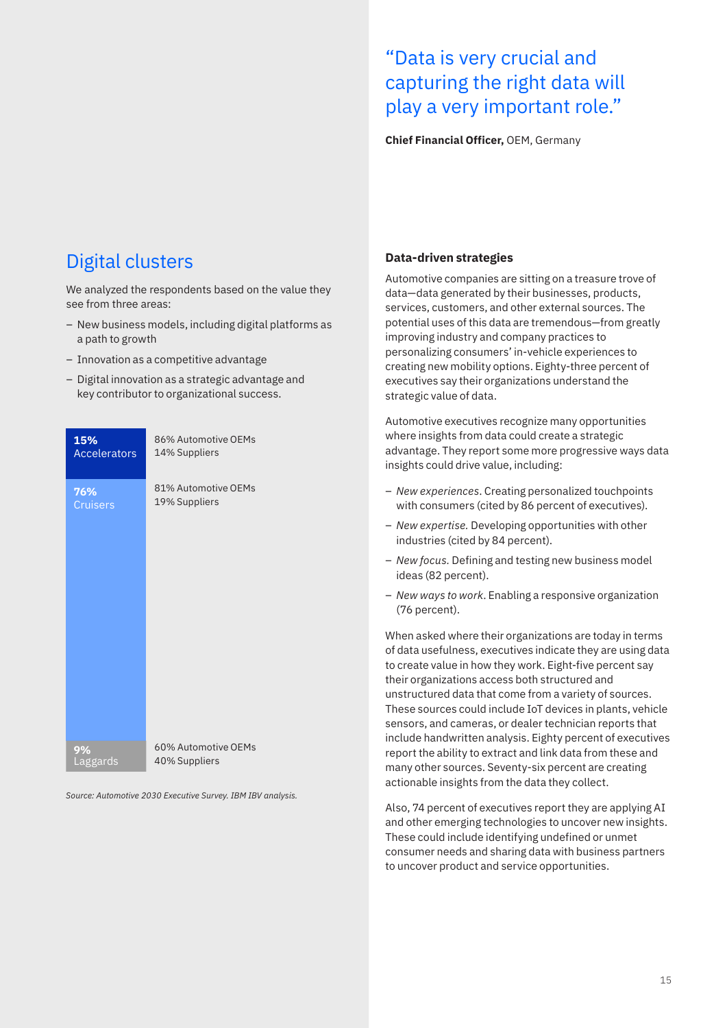## Digital clusters

We analyzed the respondents based on the value they see from three areas:

- New business models, including digital platforms as a path to growth
- Innovation as a competitive advantage
- Digital innovation as a strategic advantage and key contributor to organizational success.

| Cluster | Composition |
| --- | --- |
| **15%** Accelerators | 86% Automotive OEMs, 14% Suppliers |
| **76%** Cruisers | 81% Automotive OEMs, 19% Suppliers |
| **9%** Laggards | 60% Automotive OEMs, 40% Suppliers |

*Source: Automotive 2030 Executive Survey. IBM IBV analysis.*

> "Data is very crucial and capturing the right data will play a very important role."
>
> **Chief Financial Officer,** OEM, Germany

### Data-driven strategies

Automotive companies are sitting on a treasure trove of data—data generated by their businesses, products, services, customers, and other external sources. The potential uses of this data are tremendous—from greatly improving industry and company practices to personalizing consumers' in-vehicle experiences to creating new mobility options. Eighty-three percent of executives say their organizations understand the strategic value of data.

Automotive executives recognize many opportunities where insights from data could create a strategic advantage. They report some more progressive ways data insights could drive value, including:

- *New experiences*. Creating personalized touchpoints with consumers (cited by 86 percent of executives).
- *New expertise.* Developing opportunities with other industries (cited by 84 percent).
- *New focus.* Defining and testing new business model ideas (82 percent).
- *New ways to work*. Enabling a responsive organization (76 percent).

When asked where their organizations are today in terms of data usefulness, executives indicate they are using data to create value in how they work. Eight-five percent say their organizations access both structured and unstructured data that come from a variety of sources. These sources could include IoT devices in plants, vehicle sensors, and cameras, or dealer technician reports that include handwritten analysis. Eighty percent of executives report the ability to extract and link data from these and many other sources. Seventy-six percent are creating actionable insights from the data they collect.

Also, 74 percent of executives report they are applying AI and other emerging technologies to uncover new insights. These could include identifying undefined or unmet consumer needs and sharing data with business partners to uncover product and service opportunities.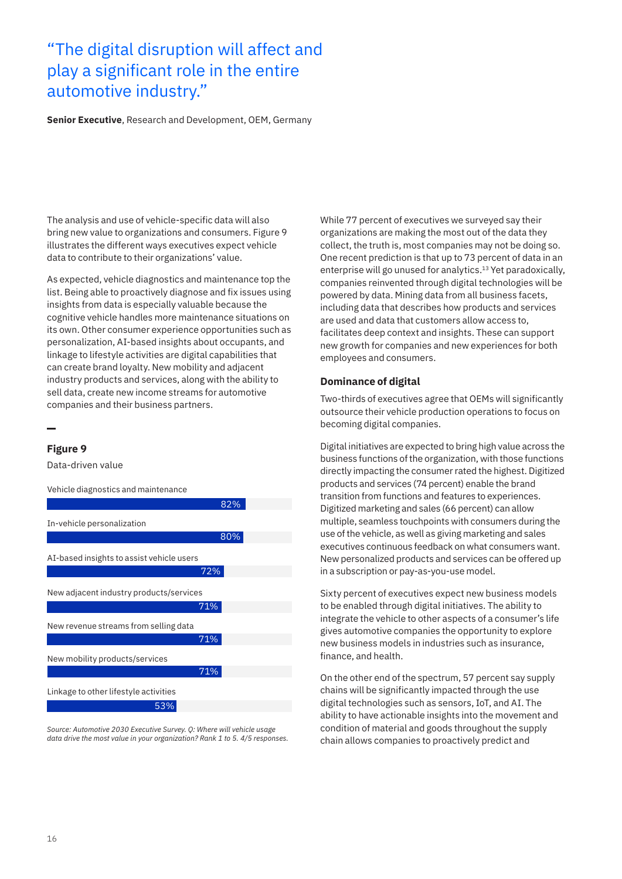> "The digital disruption will affect and play a significant role in the entire automotive industry."

**Senior Executive**, Research and Development, OEM, Germany

The analysis and use of vehicle-specific data will also bring new value to organizations and consumers. Figure 9 illustrates the different ways executives expect vehicle data to contribute to their organizations' value.

As expected, vehicle diagnostics and maintenance top the list. Being able to proactively diagnose and fix issues using insights from data is especially valuable because the cognitive vehicle handles more maintenance situations on its own. Other consumer experience opportunities such as personalization, AI-based insights about occupants, and linkage to lifestyle activities are digital capabilities that can create brand loyalty. New mobility and adjacent industry products and services, along with the ability to sell data, create new income streams for automotive companies and their business partners.

### Figure 9

Data-driven value

| Category | Percentage |
|---|---|
| Vehicle diagnostics and maintenance | 82% |
| In-vehicle personalization | 80% |
| AI-based insights to assist vehicle users | 72% |
| New adjacent industry products/services | 71% |
| New revenue streams from selling data | 71% |
| New mobility products/services | 71% |
| Linkage to other lifestyle activities | 53% |

*Source: Automotive 2030 Executive Survey. Q: Where will vehicle usage data drive the most value in your organization? Rank 1 to 5. 4/5 responses.*

While 77 percent of executives we surveyed say their organizations are making the most out of the data they collect, the truth is, most companies may not be doing so. One recent prediction is that up to 73 percent of data in an enterprise will go unused for analytics.[13] Yet paradoxically, companies reinvented through digital technologies will be powered by data. Mining data from all business facets, including data that describes how products and services are used and data that customers allow access to, facilitates deep context and insights. These can support new growth for companies and new experiences for both employees and consumers.

### Dominance of digital

Two-thirds of executives agree that OEMs will significantly outsource their vehicle production operations to focus on becoming digital companies.

Digital initiatives are expected to bring high value across the business functions of the organization, with those functions directly impacting the consumer rated the highest. Digitized products and services (74 percent) enable the brand transition from functions and features to experiences. Digitized marketing and sales (66 percent) can allow multiple, seamless touchpoints with consumers during the use of the vehicle, as well as giving marketing and sales executives continuous feedback on what consumers want. New personalized products and services can be offered up in a subscription or pay-as-you-use model.

Sixty percent of executives expect new business models to be enabled through digital initiatives. The ability to integrate the vehicle to other aspects of a consumer's life gives automotive companies the opportunity to explore new business models in industries such as insurance, finance, and health.

On the other end of the spectrum, 57 percent say supply chains will be significantly impacted through the use digital technologies such as sensors, IoT, and AI. The ability to have actionable insights into the movement and condition of material and goods throughout the supply chain allows companies to proactively predict and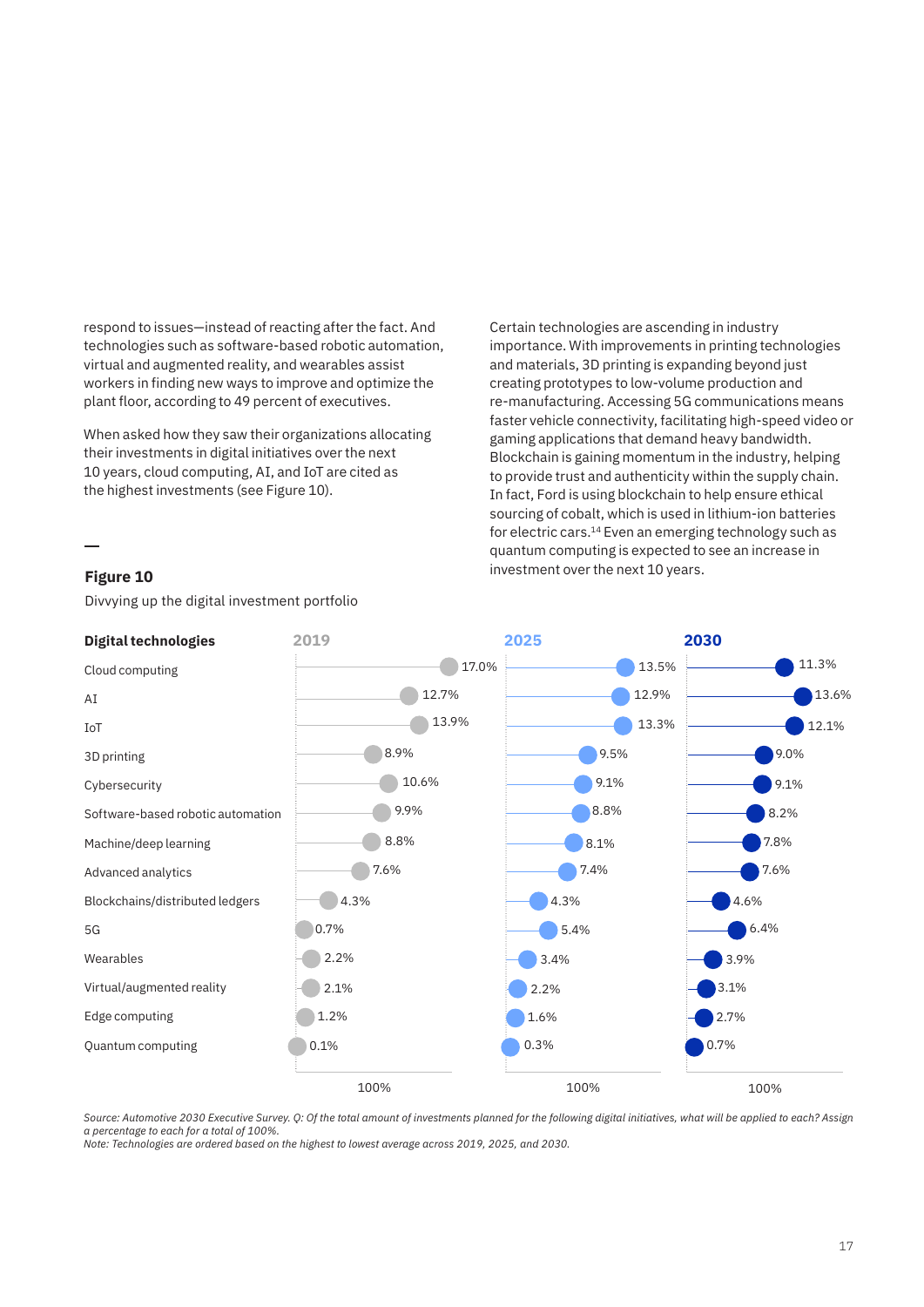respond to issues—instead of reacting after the fact. And technologies such as software-based robotic automation, virtual and augmented reality, and wearables assist workers in finding new ways to improve and optimize the plant floor, according to 49 percent of executives.

When asked how they saw their organizations allocating their investments in digital initiatives over the next 10 years, cloud computing, AI, and IoT are cited as the highest investments (see Figure 10).

Certain technologies are ascending in industry importance. With improvements in printing technologies and materials, 3D printing is expanding beyond just creating prototypes to low-volume production and re-manufacturing. Accessing 5G communications means faster vehicle connectivity, facilitating high-speed video or gaming applications that demand heavy bandwidth. Blockchain is gaining momentum in the industry, helping to provide trust and authenticity within the supply chain. In fact, Ford is using blockchain to help ensure ethical sourcing of cobalt, which is used in lithium-ion batteries for electric cars.[14] Even an emerging technology such as quantum computing is expected to see an increase in investment over the next 10 years.

**Figure 10**

Divvying up the digital investment portfolio

| Digital technologies | 2019 | 2025 | 2030 |
|---|---|---|---|
| Cloud computing | 17.0% | 13.5% | 11.3% |
| AI | 12.7% | 12.9% | 13.6% |
| IoT | 13.9% | 13.3% | 12.1% |
| 3D printing | 8.9% | 9.5% | 9.0% |
| Cybersecurity | 10.6% | 9.1% | 9.1% |
| Software-based robotic automation | 9.9% | 8.8% | 8.2% |
| Machine/deep learning | 8.8% | 8.1% | 7.8% |
| Advanced analytics | 7.6% | 7.4% | 7.6% |
| Blockchains/distributed ledgers | 4.3% | 4.3% | 4.6% |
| 5G | 0.7% | 5.4% | 6.4% |
| Wearables | 2.2% | 3.4% | 3.9% |
| Virtual/augmented reality | 2.1% | 2.2% | 3.1% |
| Edge computing | 1.2% | 1.6% | 2.7% |
| Quantum computing | 0.1% | 0.3% | 0.7% |
| | 100% | 100% | 100% |

*Source: Automotive 2030 Executive Survey. Q: Of the total amount of investments planned for the following digital initiatives, what will be applied to each? Assign a percentage to each for a total of 100%.*
*Note: Technologies are ordered based on the highest to lowest average across 2019, 2025, and 2030.*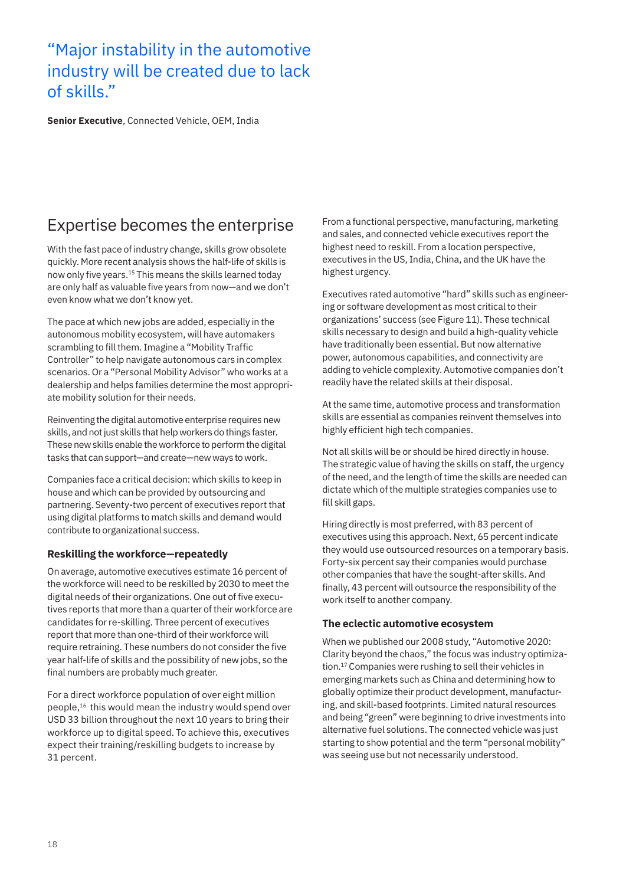> “Major instability in the automotive industry will be created due to lack of skills.”

**Senior Executive**, Connected Vehicle, OEM, India

## Expertise becomes the enterprise

With the fast pace of industry change, skills grow obsolete quickly. More recent analysis shows the half-life of skills is now only five years.[15] This means the skills learned today are only half as valuable five years from now—and we don’t even know what we don’t know yet.

The pace at which new jobs are added, especially in the autonomous mobility ecosystem, will have automakers scrambling to fill them. Imagine a “Mobility Traffic Controller” to help navigate autonomous cars in complex scenarios. Or a “Personal Mobility Advisor” who works at a dealership and helps families determine the most appropriate mobility solution for their needs.

Reinventing the digital automotive enterprise requires new skills, and not just skills that help workers do things faster. These new skills enable the workforce to perform the digital tasks that can support—and create—new ways to work.

Companies face a critical decision: which skills to keep in house and which can be provided by outsourcing and partnering. Seventy-two percent of executives report that using digital platforms to match skills and demand would contribute to organizational success.

### Reskilling the workforce—repeatedly

On average, automotive executives estimate 16 percent of the workforce will need to be reskilled by 2030 to meet the digital needs of their organizations. One out of five executives reports that more than a quarter of their workforce are candidates for re-skilling. Three percent of executives report that more than one-third of their workforce will require retraining. These numbers do not consider the five year half-life of skills and the possibility of new jobs, so the final numbers are probably much greater.

For a direct workforce population of over eight million people,[16] this would mean the industry would spend over USD 33 billion throughout the next 10 years to bring their workforce up to digital speed. To achieve this, executives expect their training/reskilling budgets to increase by 31 percent.

From a functional perspective, manufacturing, marketing and sales, and connected vehicle executives report the highest need to reskill. From a location perspective, executives in the US, India, China, and the UK have the highest urgency.

Executives rated automotive “hard” skills such as engineering or software development as most critical to their organizations’ success (see Figure 11). These technical skills necessary to design and build a high-quality vehicle have traditionally been essential. But now alternative power, autonomous capabilities, and connectivity are adding to vehicle complexity. Automotive companies don’t readily have the related skills at their disposal.

At the same time, automotive process and transformation skills are essential as companies reinvent themselves into highly efficient high tech companies.

Not all skills will be or should be hired directly in house. The strategic value of having the skills on staff, the urgency of the need, and the length of time the skills are needed can dictate which of the multiple strategies companies use to fill skill gaps.

Hiring directly is most preferred, with 83 percent of executives using this approach. Next, 65 percent indicate they would use outsourced resources on a temporary basis. Forty-six percent say their companies would purchase other companies that have the sought-after skills. And finally, 43 percent will outsource the responsibility of the work itself to another company.

### The eclectic automotive ecosystem

When we published our 2008 study, “Automotive 2020: Clarity beyond the chaos,” the focus was industry optimization.[17] Companies were rushing to sell their vehicles in emerging markets such as China and determining how to globally optimize their product development, manufacturing, and skill-based footprints. Limited natural resources and being “green” were beginning to drive investments into alternative fuel solutions. The connected vehicle was just starting to show potential and the term “personal mobility” was seeing use but not necessarily understood.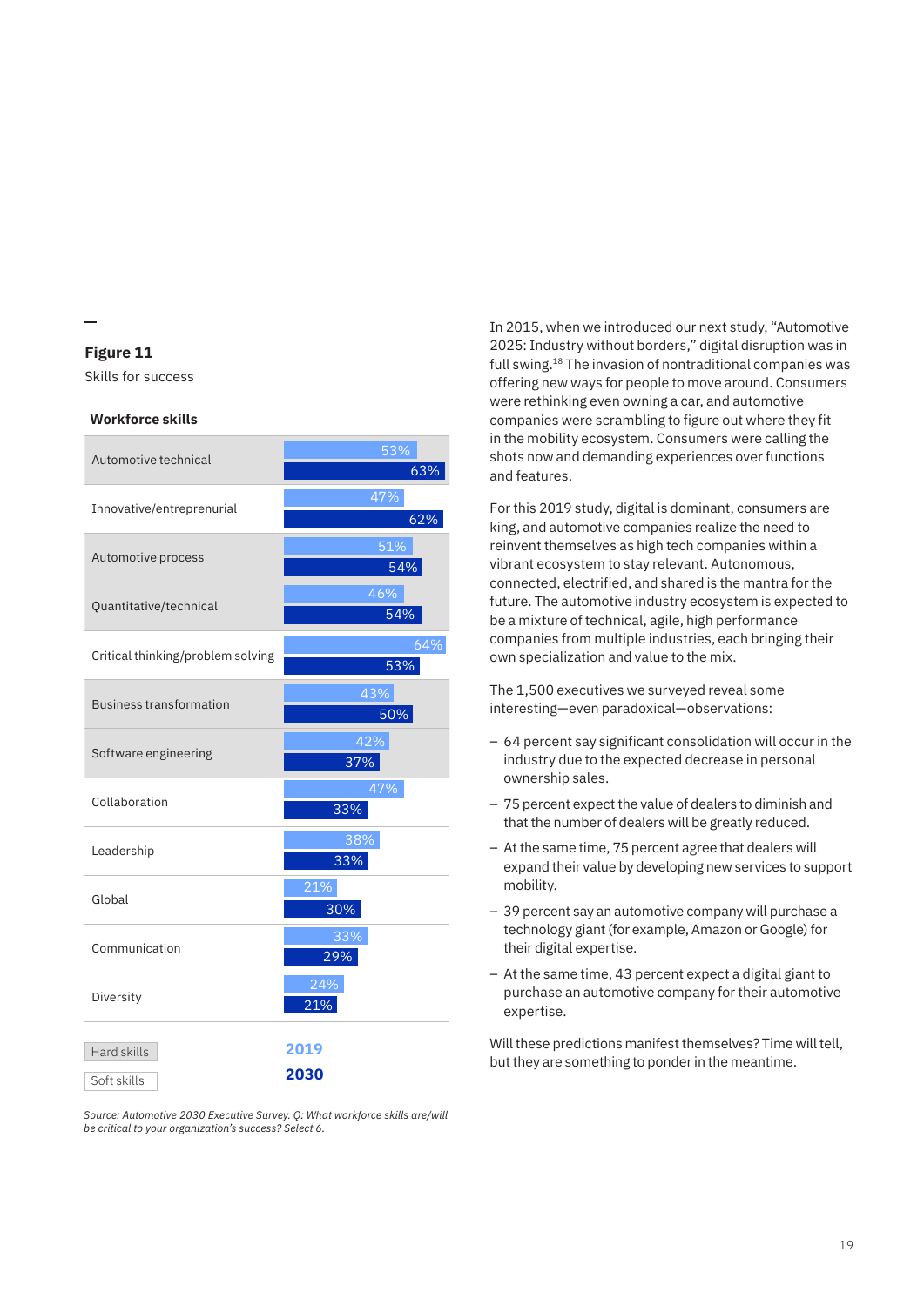**Figure 11**

Skills for success

**Workforce skills**

| Skill | Type | 2019 | 2030 |
|---|---|---|---|
| Automotive technical | Hard skills | 53% | 63% |
| Innovative/entreprenurial | Soft skills | 47% | 62% |
| Automotive process | Hard skills | 51% | 54% |
| Quantitative/technical | Hard skills | 46% | 54% |
| Critical thinking/problem solving | Soft skills | 64% | 53% |
| Business transformation | Hard skills | 43% | 50% |
| Software engineering | Hard skills | 42% | 37% |
| Collaboration | Soft skills | 47% | 33% |
| Leadership | Soft skills | 38% | 33% |
| Global | Soft skills | 21% | 30% |
| Communication | Soft skills | 33% | 29% |
| Diversity | Soft skills | 24% | 21% |

*Source: Automotive 2030 Executive Survey. Q: What workforce skills are/will be critical to your organization's success? Select 6.*

In 2015, when we introduced our next study, "Automotive 2025: Industry without borders," digital disruption was in full swing.[18] The invasion of nontraditional companies was offering new ways for people to move around. Consumers were rethinking even owning a car, and automotive companies were scrambling to figure out where they fit in the mobility ecosystem. Consumers were calling the shots now and demanding experiences over functions and features.

For this 2019 study, digital is dominant, consumers are king, and automotive companies realize the need to reinvent themselves as high tech companies within a vibrant ecosystem to stay relevant. Autonomous, connected, electrified, and shared is the mantra for the future. The automotive industry ecosystem is expected to be a mixture of technical, agile, high performance companies from multiple industries, each bringing their own specialization and value to the mix.

The 1,500 executives we surveyed reveal some interesting—even paradoxical—observations:

- 64 percent say significant consolidation will occur in the industry due to the expected decrease in personal ownership sales.
- 75 percent expect the value of dealers to diminish and that the number of dealers will be greatly reduced.
- At the same time, 75 percent agree that dealers will expand their value by developing new services to support mobility.
- 39 percent say an automotive company will purchase a technology giant (for example, Amazon or Google) for their digital expertise.
- At the same time, 43 percent expect a digital giant to purchase an automotive company for their automotive expertise.

Will these predictions manifest themselves? Time will tell, but they are something to ponder in the meantime.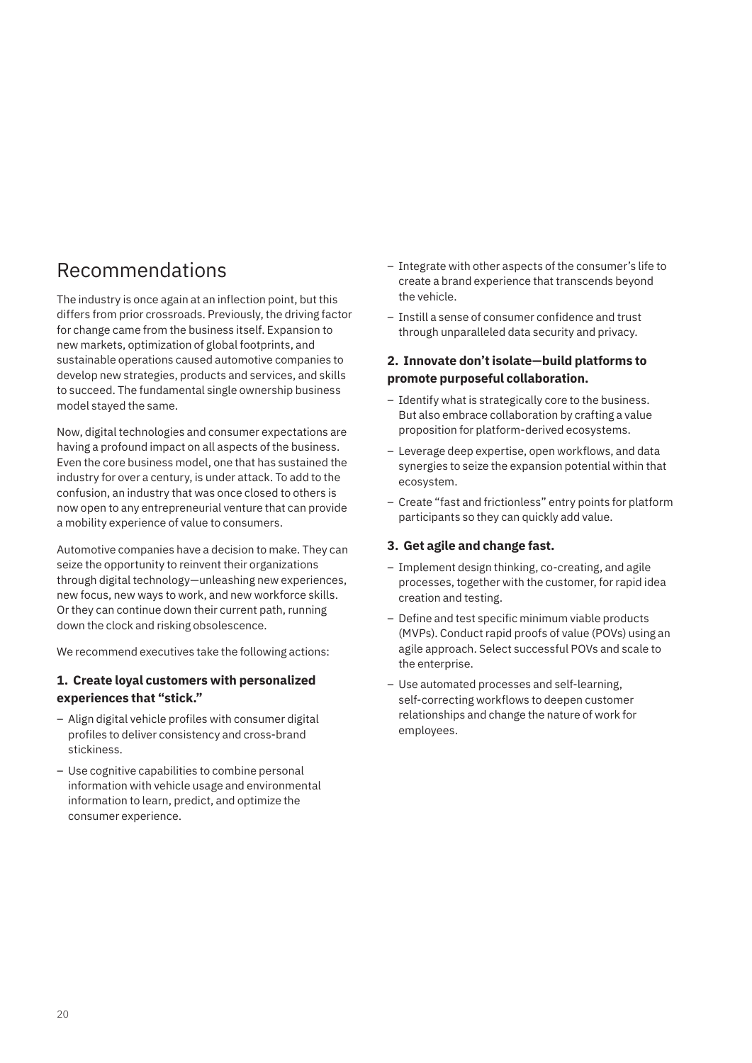## Recommendations

The industry is once again at an inflection point, but this differs from prior crossroads. Previously, the driving factor for change came from the business itself. Expansion to new markets, optimization of global footprints, and sustainable operations caused automotive companies to develop new strategies, products and services, and skills to succeed. The fundamental single ownership business model stayed the same.

Now, digital technologies and consumer expectations are having a profound impact on all aspects of the business. Even the core business model, one that has sustained the industry for over a century, is under attack. To add to the confusion, an industry that was once closed to others is now open to any entrepreneurial venture that can provide a mobility experience of value to consumers.

Automotive companies have a decision to make. They can seize the opportunity to reinvent their organizations through digital technology—unleashing new experiences, new focus, new ways to work, and new workforce skills. Or they can continue down their current path, running down the clock and risking obsolescence.

We recommend executives take the following actions:

### 1. Create loyal customers with personalized experiences that "stick."

- Align digital vehicle profiles with consumer digital profiles to deliver consistency and cross-brand stickiness.
- Use cognitive capabilities to combine personal information with vehicle usage and environmental information to learn, predict, and optimize the consumer experience.
- Integrate with other aspects of the consumer's life to create a brand experience that transcends beyond the vehicle.
- Instill a sense of consumer confidence and trust through unparalleled data security and privacy.

### 2. Innovate don't isolate—build platforms to promote purposeful collaboration.

- Identify what is strategically core to the business. But also embrace collaboration by crafting a value proposition for platform-derived ecosystems.
- Leverage deep expertise, open workflows, and data synergies to seize the expansion potential within that ecosystem.
- Create "fast and frictionless" entry points for platform participants so they can quickly add value.

### 3. Get agile and change fast.

- Implement design thinking, co-creating, and agile processes, together with the customer, for rapid idea creation and testing.
- Define and test specific minimum viable products (MVPs). Conduct rapid proofs of value (POVs) using an agile approach. Select successful POVs and scale to the enterprise.
- Use automated processes and self-learning, self-correcting workflows to deepen customer relationships and change the nature of work for employees.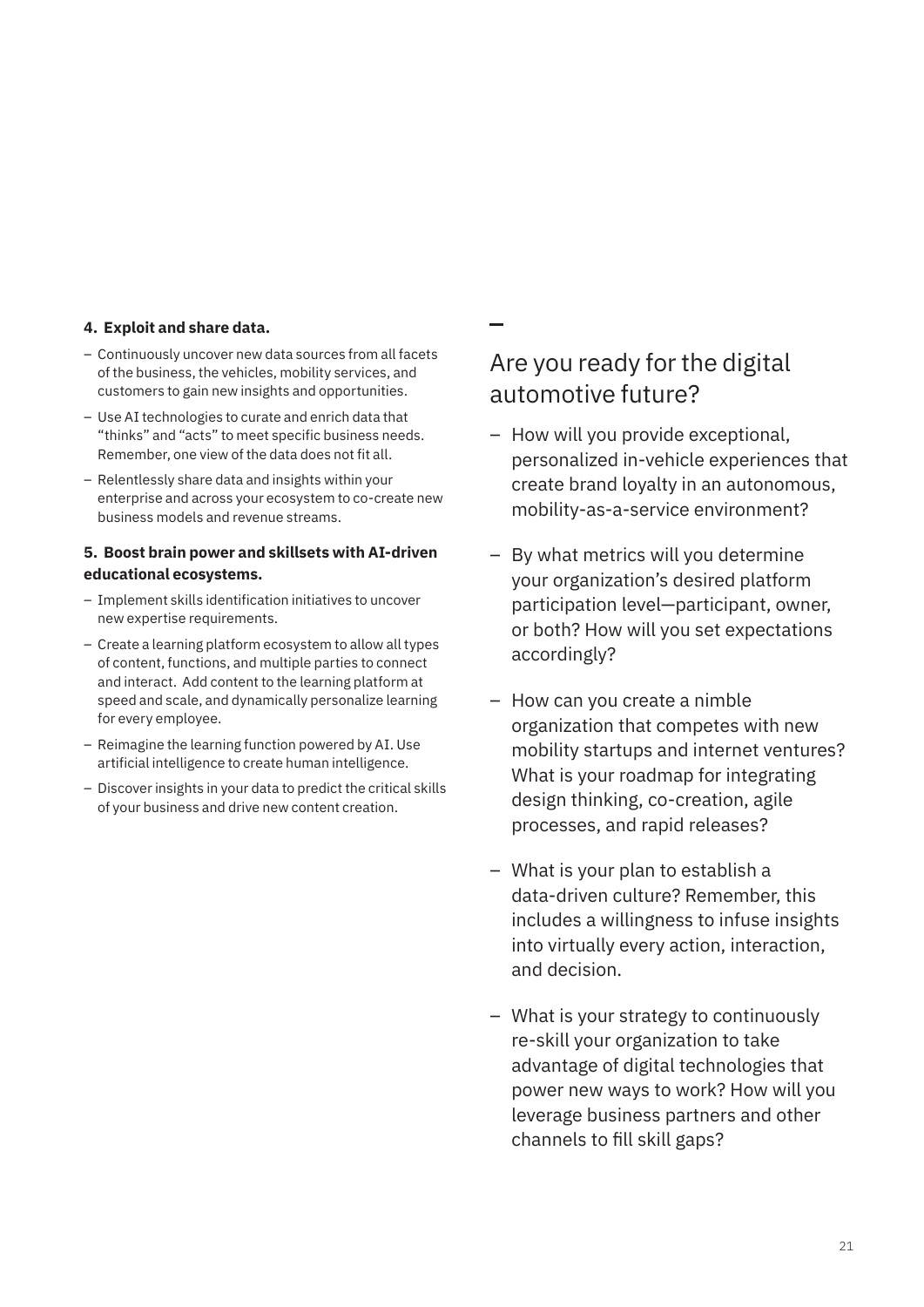**4. Exploit and share data.**

- Continuously uncover new data sources from all facets of the business, the vehicles, mobility services, and customers to gain new insights and opportunities.
- Use AI technologies to curate and enrich data that "thinks" and "acts" to meet specific business needs. Remember, one view of the data does not fit all.
- Relentlessly share data and insights within your enterprise and across your ecosystem to co-create new business models and revenue streams.

**5. Boost brain power and skillsets with AI-driven educational ecosystems.**

- Implement skills identification initiatives to uncover new expertise requirements.
- Create a learning platform ecosystem to allow all types of content, functions, and multiple parties to connect and interact. Add content to the learning platform at speed and scale, and dynamically personalize learning for every employee.
- Reimagine the learning function powered by AI. Use artificial intelligence to create human intelligence.
- Discover insights in your data to predict the critical skills of your business and drive new content creation.

## Are you ready for the digital automotive future?

- How will you provide exceptional, personalized in-vehicle experiences that create brand loyalty in an autonomous, mobility-as-a-service environment?
- By what metrics will you determine your organization's desired platform participation level—participant, owner, or both? How will you set expectations accordingly?
- How can you create a nimble organization that competes with new mobility startups and internet ventures? What is your roadmap for integrating design thinking, co-creation, agile processes, and rapid releases?
- What is your plan to establish a data-driven culture? Remember, this includes a willingness to infuse insights into virtually every action, interaction, and decision.
- What is your strategy to continuously re-skill your organization to take advantage of digital technologies that power new ways to work? How will you leverage business partners and other channels to fill skill gaps?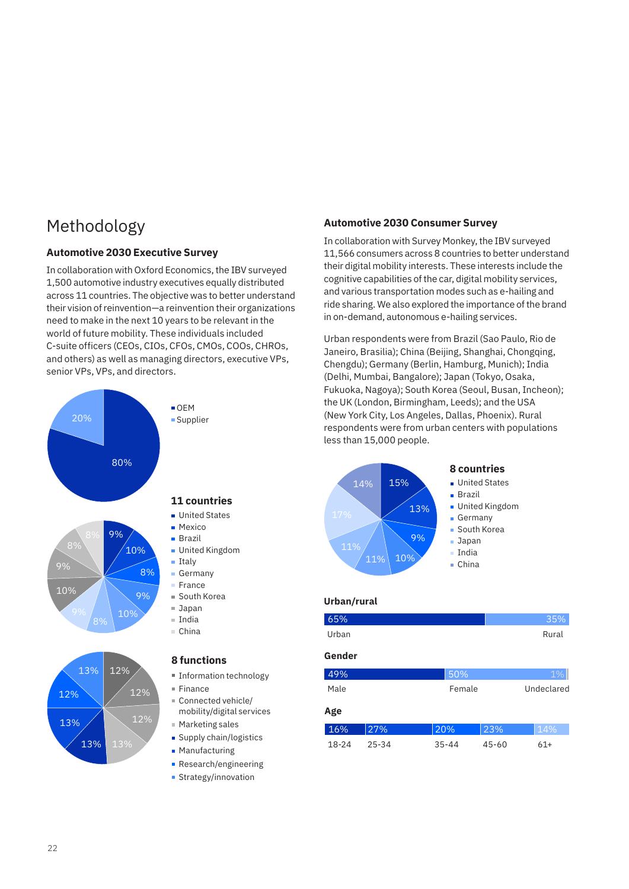# Methodology

### Automotive 2030 Executive Survey

In collaboration with Oxford Economics, the IBV surveyed 1,500 automotive industry executives equally distributed across 11 countries. The objective was to better understand their vision of reinvention—a reinvention their organizations need to make in the next 10 years to be relevant in the world of future mobility. These individuals included C-suite officers (CEOs, CIOs, CFOs, CMOs, COOs, CHROs, and others) as well as managing directors, executive VPs, senior VPs, VPs, and directors.

| Type | % |
|---|---|
| OEM | 80% |
| Supplier | 20% |

**11 countries**

| Country | % |
|---|---|
| United States | 9% |
| Mexico | 10% |
| Brazil | 8% |
| United Kingdom | 9% |
| Italy | 10% |
| Germany | 8% |
| France | 9% |
| South Korea | 10% |
| Japan | 9% |
| India | 8% |
| China | 8% |

**8 functions**

| Function | % |
|---|---|
| Information technology | 12% |
| Finance | 12% |
| Connected vehicle/ mobility/digital services | 12% |
| Marketing sales | 13% |
| Supply chain/logistics | 13% |
| Manufacturing | 13% |
| Research/engineering | 12% |
| Strategy/innovation | 13% |

### Automotive 2030 Consumer Survey

In collaboration with Survey Monkey, the IBV surveyed 11,566 consumers across 8 countries to better understand their digital mobility interests. These interests include the cognitive capabilities of the car, digital mobility services, and various transportation modes such as e-hailing and ride sharing. We also explored the importance of the brand in on-demand, autonomous e-hailing services.

Urban respondents were from Brazil (Sao Paulo, Rio de Janeiro, Brasilia); China (Beijing, Shanghai, Chongqing, Chengdu); Germany (Berlin, Hamburg, Munich); India (Delhi, Mumbai, Bangalore); Japan (Tokyo, Osaka, Fukuoka, Nagoya); South Korea (Seoul, Busan, Incheon); the UK (London, Birmingham, Leeds); and the USA (New York City, Los Angeles, Dallas, Phoenix). Rural respondents were from urban centers with populations less than 15,000 people.

**8 countries**

| Country | % |
|---|---|
| United States | 15% |
| Brazil | 13% |
| United Kingdom | 9% |
| Germany | 10% |
| South Korea | 11% |
| Japan | 11% |
| India | 17% |
| China | 14% |

**Urban/rural**

| Urban | Rural |
|---|---|
| 65% | 35% |

**Gender**

| Male | Female | Undeclared |
|---|---|---|
| 49% | 50% | 1% |

**Age**

| 18-24 | 25-34 | 35-44 | 45-60 | 61+ |
|---|---|---|---|---|
| 16% | 27% | 20% | 23% | 14% |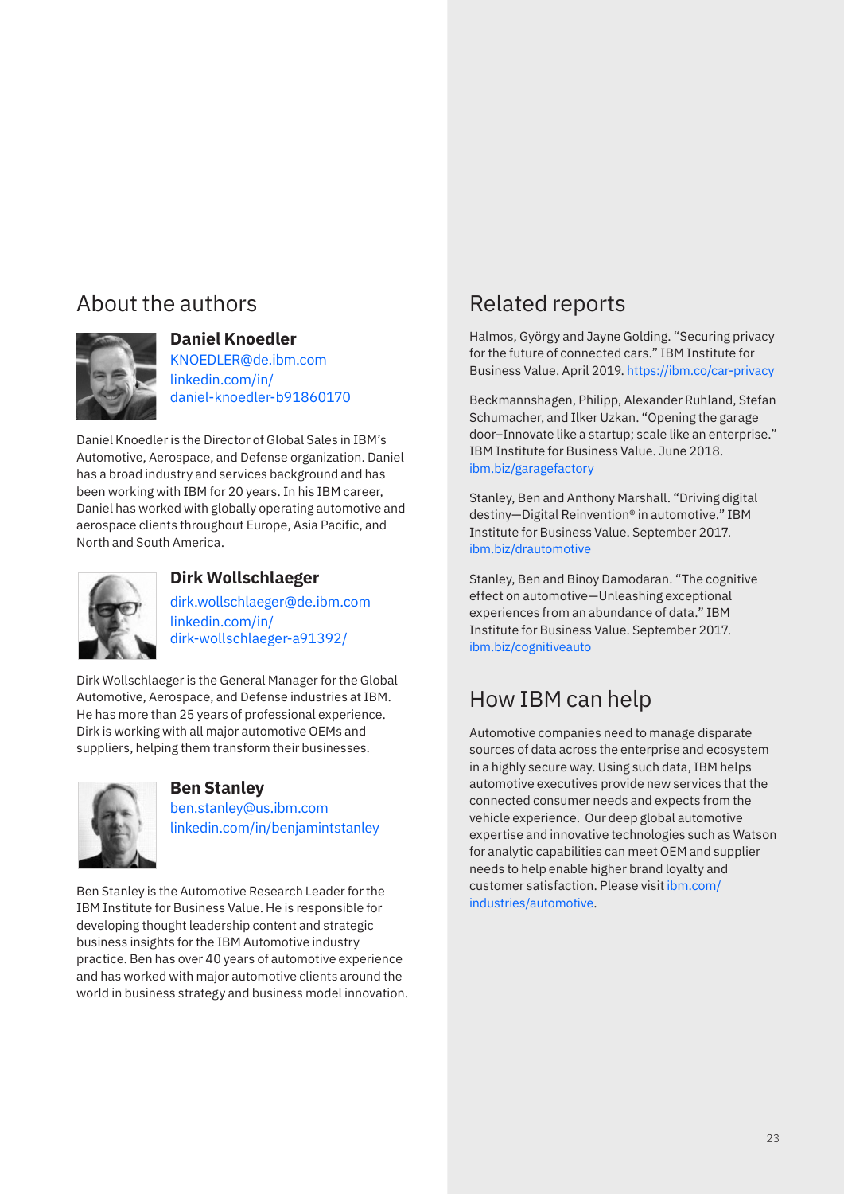## About the authors

### Daniel Knoedler

KNOEDLER@de.ibm.com
linkedin.com/in/daniel-knoedler-b91860170

Daniel Knoedler is the Director of Global Sales in IBM's Automotive, Aerospace, and Defense organization. Daniel has a broad industry and services background and has been working with IBM for 20 years. In his IBM career, Daniel has worked with globally operating automotive and aerospace clients throughout Europe, Asia Pacific, and North and South America.

### Dirk Wollschlaeger

dirk.wollschlaeger@de.ibm.com
linkedin.com/in/dirk-wollschlaeger-a91392/

Dirk Wollschlaeger is the General Manager for the Global Automotive, Aerospace, and Defense industries at IBM. He has more than 25 years of professional experience. Dirk is working with all major automotive OEMs and suppliers, helping them transform their businesses.

### Ben Stanley

ben.stanley@us.ibm.com
linkedin.com/in/benjamintstanley

Ben Stanley is the Automotive Research Leader for the IBM Institute for Business Value. He is responsible for developing thought leadership content and strategic business insights for the IBM Automotive industry practice. Ben has over 40 years of automotive experience and has worked with major automotive clients around the world in business strategy and business model innovation.

## Related reports

Halmos, György and Jayne Golding. "Securing privacy for the future of connected cars." IBM Institute for Business Value. April 2019. https://ibm.co/car-privacy

Beckmannshagen, Philipp, Alexander Ruhland, Stefan Schumacher, and Ilker Uzkan. "Opening the garage door–Innovate like a startup; scale like an enterprise." IBM Institute for Business Value. June 2018. ibm.biz/garagefactory

Stanley, Ben and Anthony Marshall. "Driving digital destiny—Digital Reinvention® in automotive." IBM Institute for Business Value. September 2017. ibm.biz/drautomotive

Stanley, Ben and Binoy Damodaran. "The cognitive effect on automotive—Unleashing exceptional experiences from an abundance of data." IBM Institute for Business Value. September 2017. ibm.biz/cognitiveauto

## How IBM can help

Automotive companies need to manage disparate sources of data across the enterprise and ecosystem in a highly secure way. Using such data, IBM helps automotive executives provide new services that the connected consumer needs and expects from the vehicle experience. Our deep global automotive expertise and innovative technologies such as Watson for analytic capabilities can meet OEM and supplier needs to help enable higher brand loyalty and customer satisfaction. Please visit ibm.com/industries/automotive.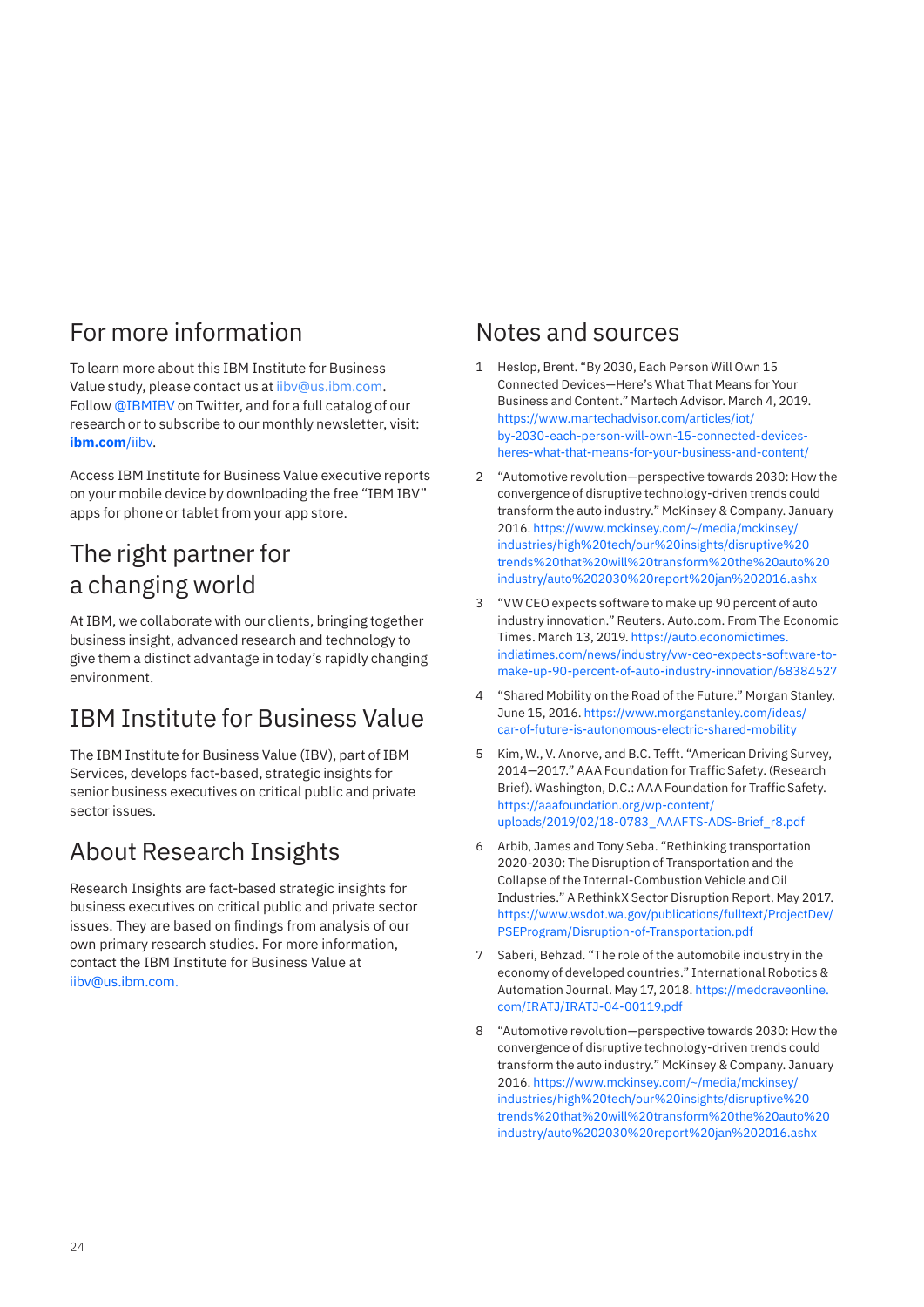## For more information

To learn more about this IBM Institute for Business Value study, please contact us at iibv@us.ibm.com. Follow @IBMIBV on Twitter, and for a full catalog of our research or to subscribe to our monthly newsletter, visit: **ibm.com**/iibv.

Access IBM Institute for Business Value executive reports on your mobile device by downloading the free "IBM IBV" apps for phone or tablet from your app store.

## The right partner for a changing world

At IBM, we collaborate with our clients, bringing together business insight, advanced research and technology to give them a distinct advantage in today's rapidly changing environment.

## IBM Institute for Business Value

The IBM Institute for Business Value (IBV), part of IBM Services, develops fact-based, strategic insights for senior business executives on critical public and private sector issues.

## About Research Insights

Research Insights are fact-based strategic insights for business executives on critical public and private sector issues. They are based on findings from analysis of our own primary research studies. For more information, contact the IBM Institute for Business Value at iibv@us.ibm.com.

## Notes and sources

1. Heslop, Brent. "By 2030, Each Person Will Own 15 Connected Devices—Here's What That Means for Your Business and Content." Martech Advisor. March 4, 2019. https://www.martechadvisor.com/articles/iot/by-2030-each-person-will-own-15-connected-devices-heres-what-that-means-for-your-business-and-content/
2. "Automotive revolution—perspective towards 2030: How the convergence of disruptive technology-driven trends could transform the auto industry." McKinsey & Company. January 2016. https://www.mckinsey.com/~/media/mckinsey/industries/high%20tech/our%20insights/disruptive%20trends%20that%20will%20transform%20the%20auto%20industry/auto%202030%20report%20jan%202016.ashx
3. "VW CEO expects software to make up 90 percent of auto industry innovation." Reuters. Auto.com. From The Economic Times. March 13, 2019. https://auto.economictimes.indiatimes.com/news/industry/vw-ceo-expects-software-to-make-up-90-percent-of-auto-industry-innovation/68384527
4. "Shared Mobility on the Road of the Future." Morgan Stanley. June 15, 2016. https://www.morganstanley.com/ideas/car-of-future-is-autonomous-electric-shared-mobility
5. Kim, W., V. Anorve, and B.C. Tefft. "American Driving Survey, 2014—2017." AAA Foundation for Traffic Safety. (Research Brief). Washington, D.C.: AAA Foundation for Traffic Safety. https://aaafoundation.org/wp-content/uploads/2019/02/18-0783_AAAFTS-ADS-Brief_r8.pdf
6. Arbib, James and Tony Seba. "Rethinking transportation 2020-2030: The Disruption of Transportation and the Collapse of the Internal-Combustion Vehicle and Oil Industries." A RethinkX Sector Disruption Report. May 2017. https://www.wsdot.wa.gov/publications/fulltext/ProjectDev/PSEProgram/Disruption-of-Transportation.pdf
7. Saberi, Behzad. "The role of the automobile industry in the economy of developed countries." International Robotics & Automation Journal. May 17, 2018. https://medcraveonline.com/IRATJ/IRATJ-04-00119.pdf
8. "Automotive revolution—perspective towards 2030: How the convergence of disruptive technology-driven trends could transform the auto industry." McKinsey & Company. January 2016. https://www.mckinsey.com/~/media/mckinsey/industries/high%20tech/our%20insights/disruptive%20trends%20that%20will%20transform%20the%20auto%20industry/auto%202030%20report%20jan%202016.ashx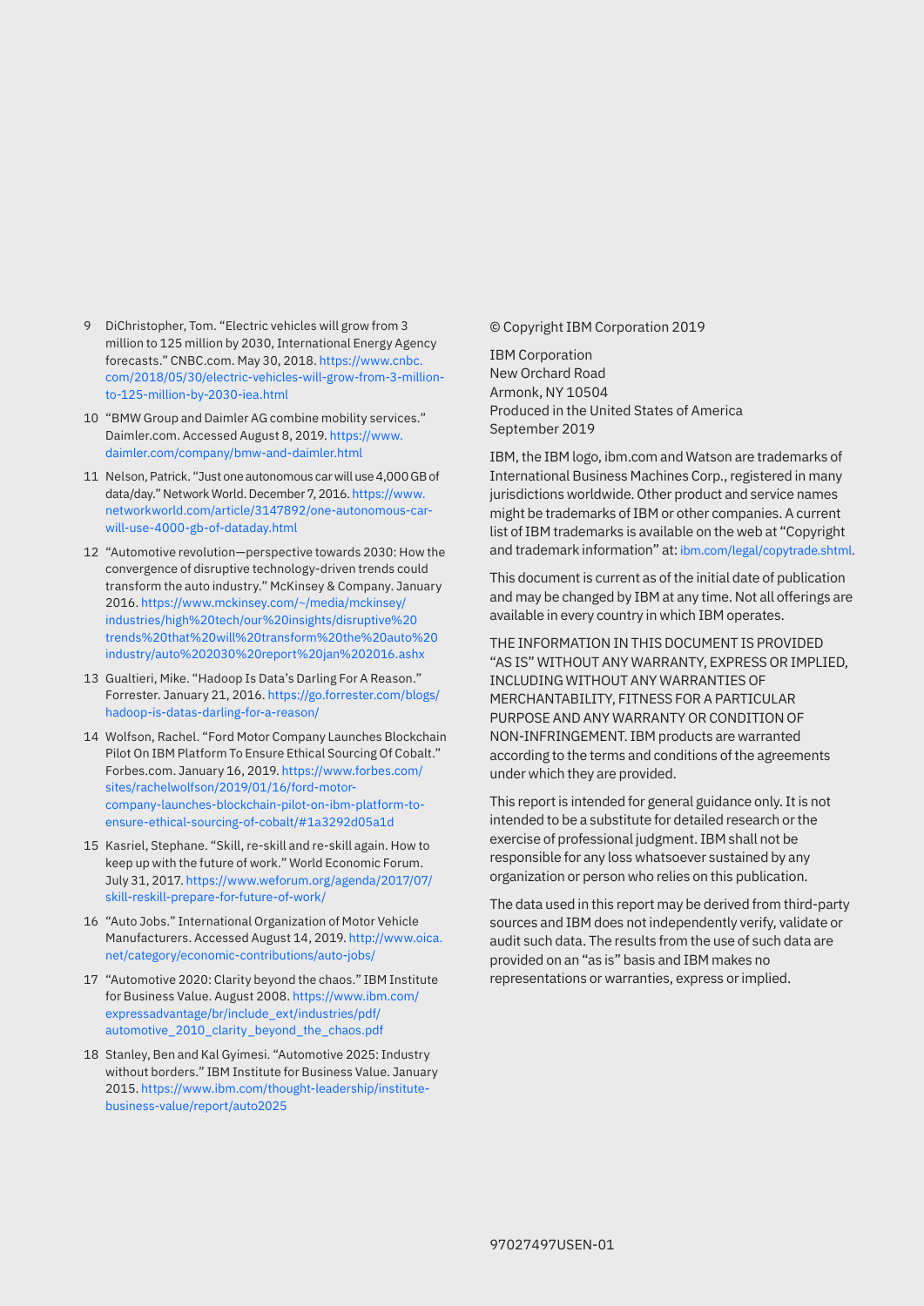9. DiChristopher, Tom. "Electric vehicles will grow from 3 million to 125 million by 2030, International Energy Agency forecasts." CNBC.com. May 30, 2018. https://www.cnbc.com/2018/05/30/electric-vehicles-will-grow-from-3-million-to-125-million-by-2030-iea.html
10. "BMW Group and Daimler AG combine mobility services." Daimler.com. Accessed August 8, 2019. https://www.daimler.com/company/bmw-and-daimler.html
11. Nelson, Patrick. "Just one autonomous car will use 4,000 GB of data/day." Network World. December 7, 2016. https://www.networkworld.com/article/3147892/one-autonomous-car-will-use-4000-gb-of-dataday.html
12. "Automotive revolution—perspective towards 2030: How the convergence of disruptive technology-driven trends could transform the auto industry." McKinsey & Company. January 2016. https://www.mckinsey.com/~/media/mckinsey/industries/high%20tech/our%20insights/disruptive%20trends%20that%20will%20transform%20the%20auto%20industry/auto%202030%20report%20jan%202016.ashx
13. Gualtieri, Mike. "Hadoop Is Data's Darling For A Reason." Forrester. January 21, 2016. https://go.forrester.com/blogs/hadoop-is-datas-darling-for-a-reason/
14. Wolfson, Rachel. "Ford Motor Company Launches Blockchain Pilot On IBM Platform To Ensure Ethical Sourcing Of Cobalt." Forbes.com. January 16, 2019. https://www.forbes.com/sites/rachelwolfson/2019/01/16/ford-motor-company-launches-blockchain-pilot-on-ibm-platform-to-ensure-ethical-sourcing-of-cobalt/#1a3292d05a1d
15. Kasriel, Stephane. "Skill, re-skill and re-skill again. How to keep up with the future of work." World Economic Forum. July 31, 2017. https://www.weforum.org/agenda/2017/07/skill-reskill-prepare-for-future-of-work/
16. "Auto Jobs." International Organization of Motor Vehicle Manufacturers. Accessed August 14, 2019. http://www.oica.net/category/economic-contributions/auto-jobs/
17. "Automotive 2020: Clarity beyond the chaos." IBM Institute for Business Value. August 2008. https://www.ibm.com/expressadvantage/br/include_ext/industries/pdf/automotive_2010_clarity_beyond_the_chaos.pdf
18. Stanley, Ben and Kal Gyimesi. "Automotive 2025: Industry without borders." IBM Institute for Business Value. January 2015. https://www.ibm.com/thought-leadership/institute-business-value/report/auto2025

© Copyright IBM Corporation 2019

IBM Corporation
New Orchard Road
Armonk, NY 10504
Produced in the United States of America
September 2019

IBM, the IBM logo, ibm.com and Watson are trademarks of International Business Machines Corp., registered in many jurisdictions worldwide. Other product and service names might be trademarks of IBM or other companies. A current list of IBM trademarks is available on the web at "Copyright and trademark information" at: ibm.com/legal/copytrade.shtml.

This document is current as of the initial date of publication and may be changed by IBM at any time. Not all offerings are available in every country in which IBM operates.

THE INFORMATION IN THIS DOCUMENT IS PROVIDED "AS IS" WITHOUT ANY WARRANTY, EXPRESS OR IMPLIED, INCLUDING WITHOUT ANY WARRANTIES OF MERCHANTABILITY, FITNESS FOR A PARTICULAR PURPOSE AND ANY WARRANTY OR CONDITION OF NON-INFRINGEMENT. IBM products are warranted according to the terms and conditions of the agreements under which they are provided.

This report is intended for general guidance only. It is not intended to be a substitute for detailed research or the exercise of professional judgment. IBM shall not be responsible for any loss whatsoever sustained by any organization or person who relies on this publication.

The data used in this report may be derived from third-party sources and IBM does not independently verify, validate or audit such data. The results from the use of such data are provided on an "as is" basis and IBM makes no representations or warranties, express or implied.

97027497USEN-01